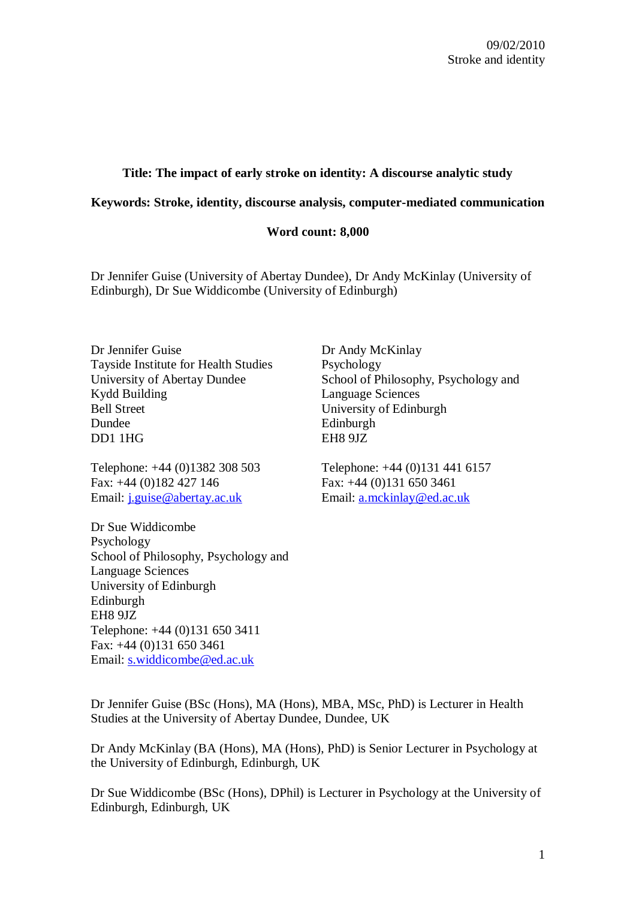09/02/2010
Stroke and identity

**Title: The impact of early stroke on identity: A discourse analytic study**

**Keywords: Stroke, identity, discourse analysis, computer-mediated communication**

**Word count: 8,000**

Dr Jennifer Guise (University of Abertay Dundee), Dr Andy McKinlay (University of Edinburgh), Dr Sue Widdicombe (University of Edinburgh)

Dr Jennifer Guise
Tayside Institute for Health Studies
University of Abertay Dundee
Kydd Building
Bell Street
Dundee
DD1 1HG

Telephone: +44 (0)1382 308 503
Fax: +44 (0)182 427 146
Email: j.guise@abertay.ac.uk

Dr Andy McKinlay
Psychology
School of Philosophy, Psychology and Language Sciences
University of Edinburgh
Edinburgh
EH8 9JZ

Telephone: +44 (0)131 441 6157
Fax: +44 (0)131 650 3461
Email: a.mckinlay@ed.ac.uk

Dr Sue Widdicombe
Psychology
School of Philosophy, Psychology and Language Sciences
University of Edinburgh
Edinburgh
EH8 9JZ
Telephone: +44 (0)131 650 3411
Fax: +44 (0)131 650 3461
Email: s.widdicombe@ed.ac.uk

Dr Jennifer Guise (BSc (Hons), MA (Hons), MBA, MSc, PhD) is Lecturer in Health Studies at the University of Abertay Dundee, Dundee, UK

Dr Andy McKinlay (BA (Hons), MA (Hons), PhD) is Senior Lecturer in Psychology at the University of Edinburgh, Edinburgh, UK

Dr Sue Widdicombe (BSc (Hons), DPhil) is Lecturer in Psychology at the University of Edinburgh, Edinburgh, UK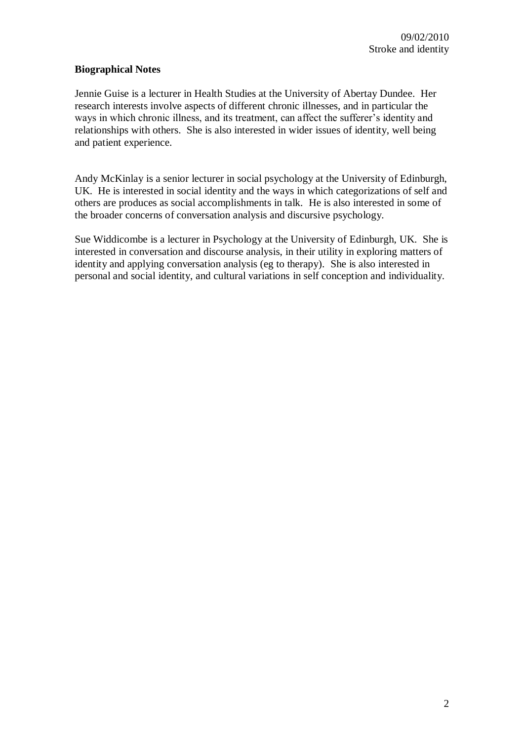**Biographical Notes**

Jennie Guise is a lecturer in Health Studies at the University of Abertay Dundee. Her research interests involve aspects of different chronic illnesses, and in particular the ways in which chronic illness, and its treatment, can affect the sufferer's identity and relationships with others. She is also interested in wider issues of identity, well being and patient experience.

Andy McKinlay is a senior lecturer in social psychology at the University of Edinburgh, UK. He is interested in social identity and the ways in which categorizations of self and others are produces as social accomplishments in talk. He is also interested in some of the broader concerns of conversation analysis and discursive psychology.

Sue Widdicombe is a lecturer in Psychology at the University of Edinburgh, UK. She is interested in conversation and discourse analysis, in their utility in exploring matters of identity and applying conversation analysis (eg to therapy). She is also interested in personal and social identity, and cultural variations in self conception and individuality.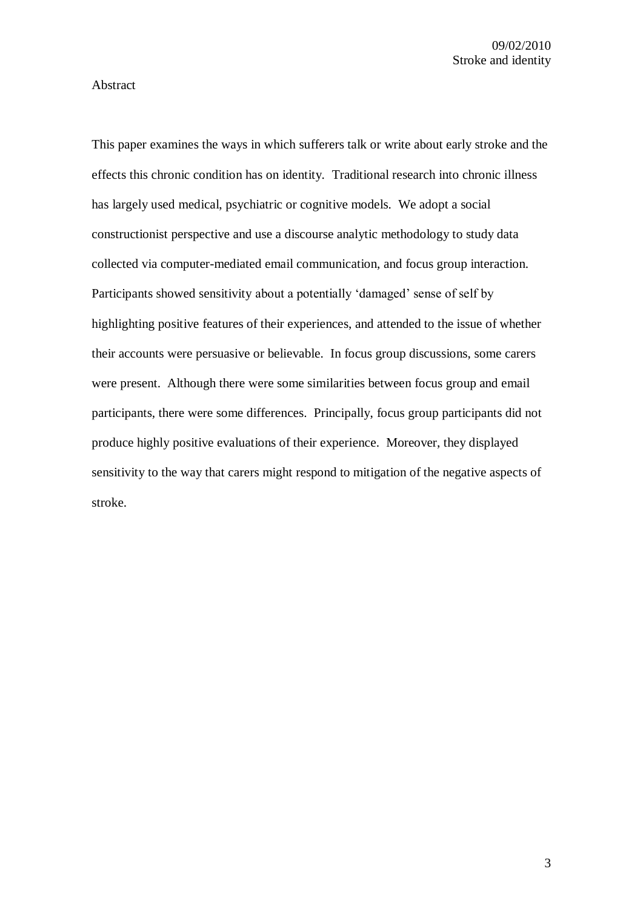## Abstract

This paper examines the ways in which sufferers talk or write about early stroke and the effects this chronic condition has on identity. Traditional research into chronic illness has largely used medical, psychiatric or cognitive models. We adopt a social constructionist perspective and use a discourse analytic methodology to study data collected via computer-mediated email communication, and focus group interaction. Participants showed sensitivity about a potentially 'damaged' sense of self by highlighting positive features of their experiences, and attended to the issue of whether their accounts were persuasive or believable. In focus group discussions, some carers were present. Although there were some similarities between focus group and email participants, there were some differences. Principally, focus group participants did not produce highly positive evaluations of their experience. Moreover, they displayed sensitivity to the way that carers might respond to mitigation of the negative aspects of stroke.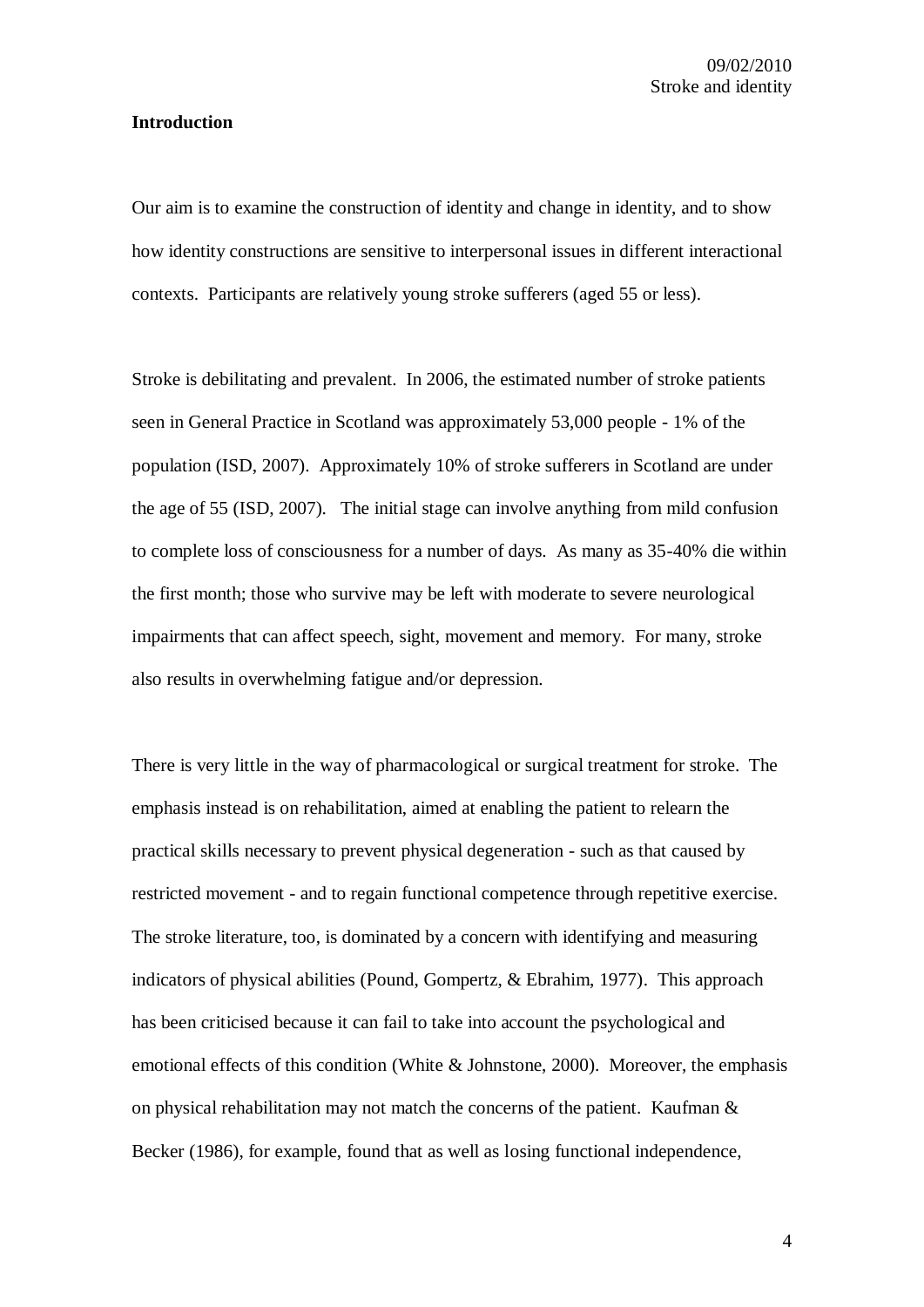**Introduction**

Our aim is to examine the construction of identity and change in identity, and to show how identity constructions are sensitive to interpersonal issues in different interactional contexts. Participants are relatively young stroke sufferers (aged 55 or less).

Stroke is debilitating and prevalent. In 2006, the estimated number of stroke patients seen in General Practice in Scotland was approximately 53,000 people - 1% of the population (ISD, 2007). Approximately 10% of stroke sufferers in Scotland are under the age of 55 (ISD, 2007). The initial stage can involve anything from mild confusion to complete loss of consciousness for a number of days. As many as 35-40% die within the first month; those who survive may be left with moderate to severe neurological impairments that can affect speech, sight, movement and memory. For many, stroke also results in overwhelming fatigue and/or depression.

There is very little in the way of pharmacological or surgical treatment for stroke. The emphasis instead is on rehabilitation, aimed at enabling the patient to relearn the practical skills necessary to prevent physical degeneration - such as that caused by restricted movement - and to regain functional competence through repetitive exercise. The stroke literature, too, is dominated by a concern with identifying and measuring indicators of physical abilities (Pound, Gompertz, & Ebrahim, 1977). This approach has been criticised because it can fail to take into account the psychological and emotional effects of this condition (White & Johnstone, 2000). Moreover, the emphasis on physical rehabilitation may not match the concerns of the patient. Kaufman & Becker (1986), for example, found that as well as losing functional independence,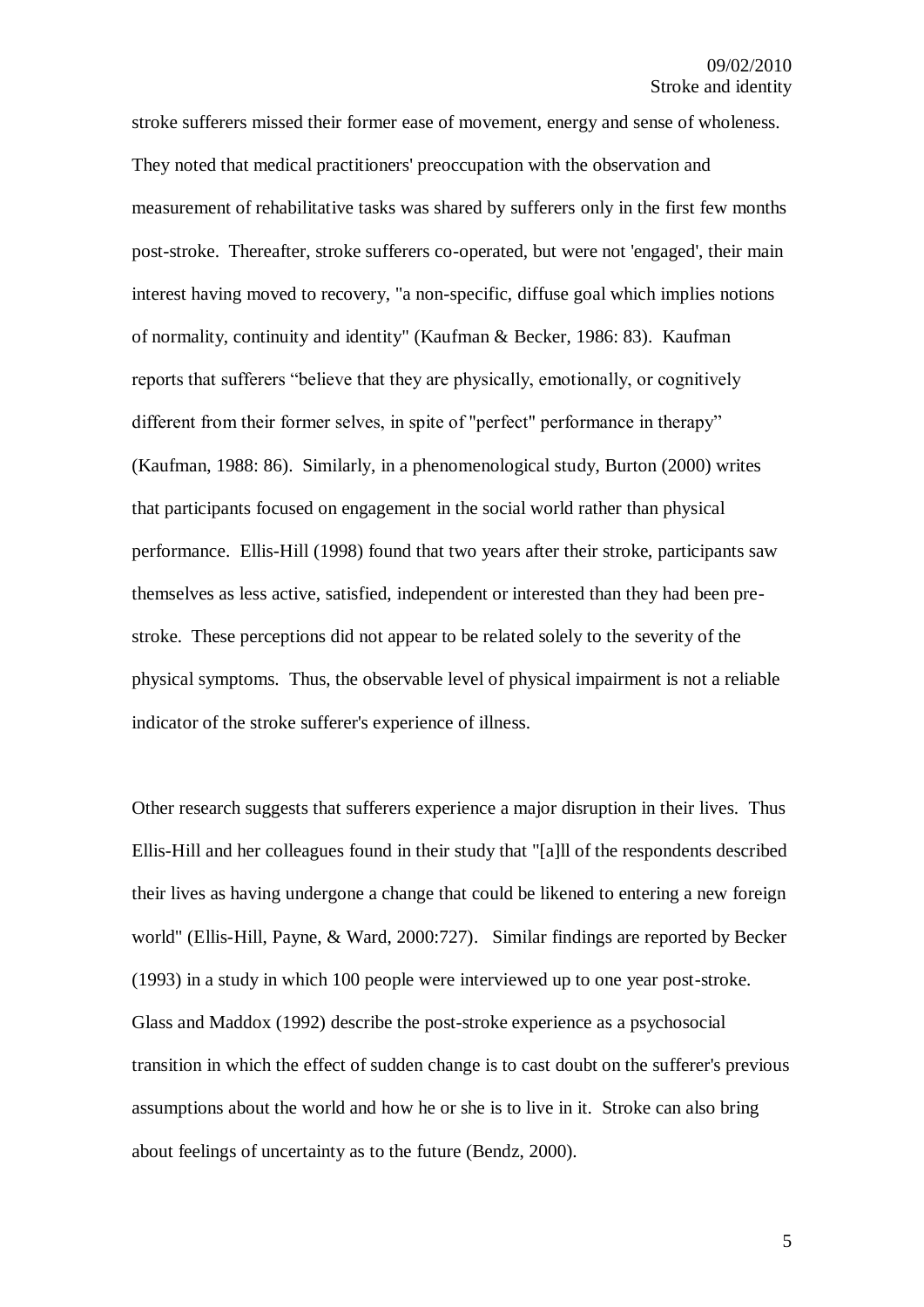stroke sufferers missed their former ease of movement, energy and sense of wholeness. They noted that medical practitioners' preoccupation with the observation and measurement of rehabilitative tasks was shared by sufferers only in the first few months post-stroke. Thereafter, stroke sufferers co-operated, but were not 'engaged', their main interest having moved to recovery, "a non-specific, diffuse goal which implies notions of normality, continuity and identity" (Kaufman & Becker, 1986: 83). Kaufman reports that sufferers "believe that they are physically, emotionally, or cognitively different from their former selves, in spite of "perfect" performance in therapy" (Kaufman, 1988: 86). Similarly, in a phenomenological study, Burton (2000) writes that participants focused on engagement in the social world rather than physical performance. Ellis-Hill (1998) found that two years after their stroke, participants saw themselves as less active, satisfied, independent or interested than they had been pre-stroke. These perceptions did not appear to be related solely to the severity of the physical symptoms. Thus, the observable level of physical impairment is not a reliable indicator of the stroke sufferer's experience of illness.

Other research suggests that sufferers experience a major disruption in their lives. Thus Ellis-Hill and her colleagues found in their study that "[a]ll of the respondents described their lives as having undergone a change that could be likened to entering a new foreign world" (Ellis-Hill, Payne, & Ward, 2000:727). Similar findings are reported by Becker (1993) in a study in which 100 people were interviewed up to one year post-stroke. Glass and Maddox (1992) describe the post-stroke experience as a psychosocial transition in which the effect of sudden change is to cast doubt on the sufferer's previous assumptions about the world and how he or she is to live in it. Stroke can also bring about feelings of uncertainty as to the future (Bendz, 2000).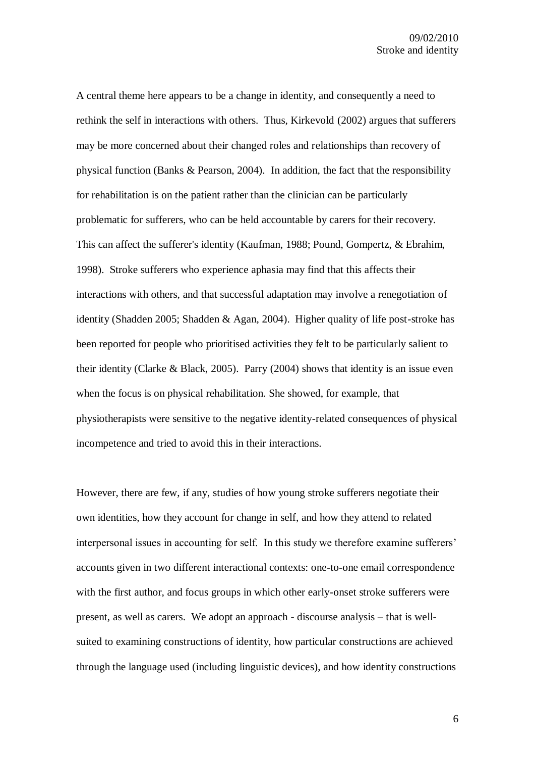A central theme here appears to be a change in identity, and consequently a need to rethink the self in interactions with others. Thus, Kirkevold (2002) argues that sufferers may be more concerned about their changed roles and relationships than recovery of physical function (Banks & Pearson, 2004). In addition, the fact that the responsibility for rehabilitation is on the patient rather than the clinician can be particularly problematic for sufferers, who can be held accountable by carers for their recovery. This can affect the sufferer's identity (Kaufman, 1988; Pound, Gompertz, & Ebrahim, 1998). Stroke sufferers who experience aphasia may find that this affects their interactions with others, and that successful adaptation may involve a renegotiation of identity (Shadden 2005; Shadden & Agan, 2004). Higher quality of life post-stroke has been reported for people who prioritised activities they felt to be particularly salient to their identity (Clarke & Black, 2005). Parry (2004) shows that identity is an issue even when the focus is on physical rehabilitation. She showed, for example, that physiotherapists were sensitive to the negative identity-related consequences of physical incompetence and tried to avoid this in their interactions.

However, there are few, if any, studies of how young stroke sufferers negotiate their own identities, how they account for change in self, and how they attend to related interpersonal issues in accounting for self. In this study we therefore examine sufferers' accounts given in two different interactional contexts: one-to-one email correspondence with the first author, and focus groups in which other early-onset stroke sufferers were present, as well as carers. We adopt an approach - discourse analysis – that is well-suited to examining constructions of identity, how particular constructions are achieved through the language used (including linguistic devices), and how identity constructions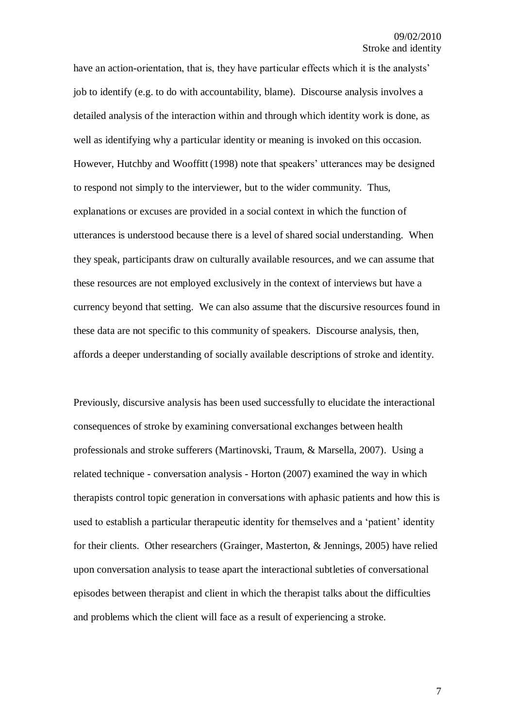have an action-orientation, that is, they have particular effects which it is the analysts' job to identify (e.g. to do with accountability, blame). Discourse analysis involves a detailed analysis of the interaction within and through which identity work is done, as well as identifying why a particular identity or meaning is invoked on this occasion. However, Hutchby and Wooffitt (1998) note that speakers' utterances may be designed to respond not simply to the interviewer, but to the wider community. Thus, explanations or excuses are provided in a social context in which the function of utterances is understood because there is a level of shared social understanding. When they speak, participants draw on culturally available resources, and we can assume that these resources are not employed exclusively in the context of interviews but have a currency beyond that setting. We can also assume that the discursive resources found in these data are not specific to this community of speakers. Discourse analysis, then, affords a deeper understanding of socially available descriptions of stroke and identity.

Previously, discursive analysis has been used successfully to elucidate the interactional consequences of stroke by examining conversational exchanges between health professionals and stroke sufferers (Martinovski, Traum, & Marsella, 2007). Using a related technique - conversation analysis - Horton (2007) examined the way in which therapists control topic generation in conversations with aphasic patients and how this is used to establish a particular therapeutic identity for themselves and a 'patient' identity for their clients. Other researchers (Grainger, Masterton, & Jennings, 2005) have relied upon conversation analysis to tease apart the interactional subtleties of conversational episodes between therapist and client in which the therapist talks about the difficulties and problems which the client will face as a result of experiencing a stroke.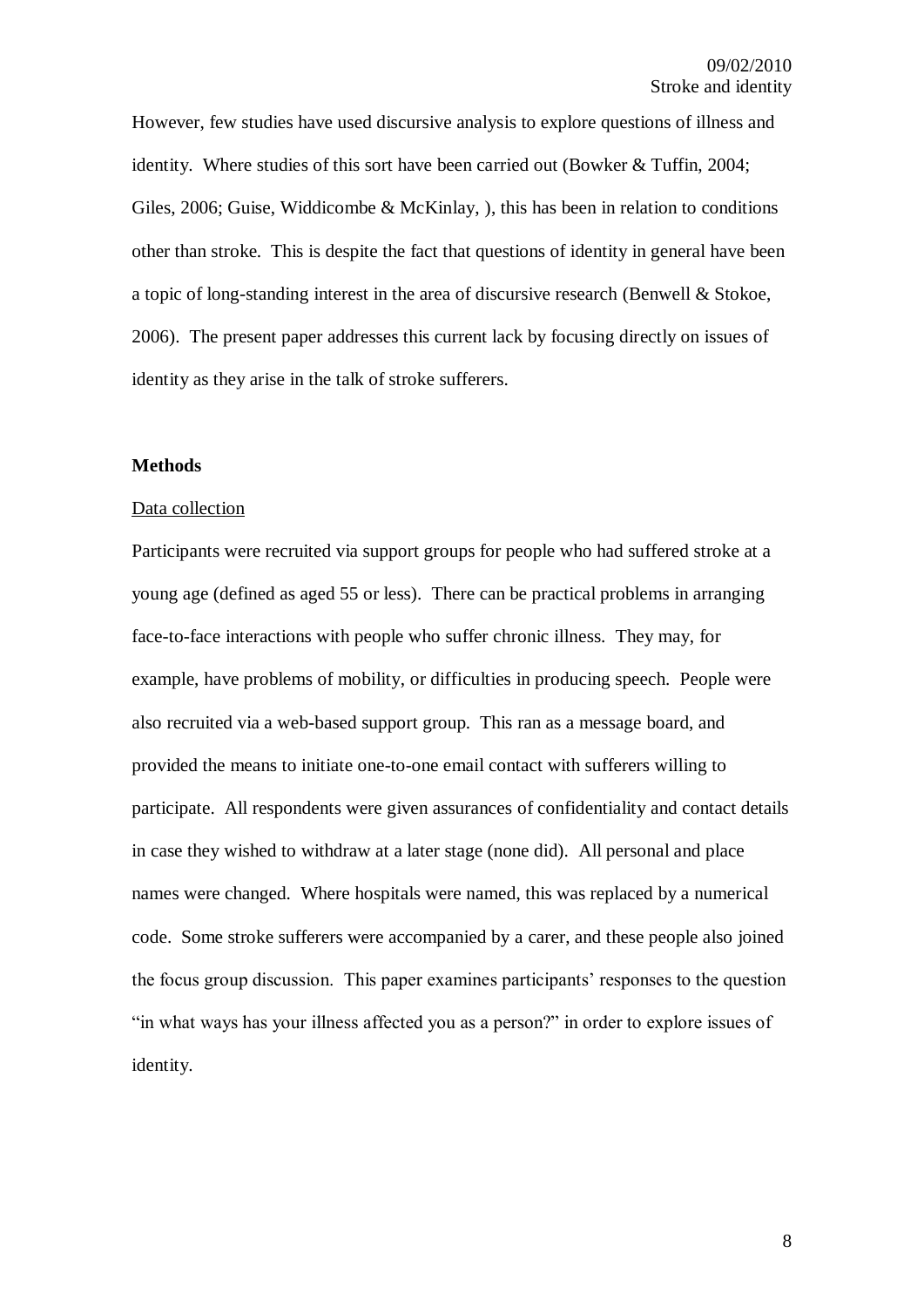However, few studies have used discursive analysis to explore questions of illness and identity. Where studies of this sort have been carried out (Bowker & Tuffin, 2004; Giles, 2006; Guise, Widdicombe & McKinlay, ), this has been in relation to conditions other than stroke. This is despite the fact that questions of identity in general have been a topic of long-standing interest in the area of discursive research (Benwell & Stokoe, 2006). The present paper addresses this current lack by focusing directly on issues of identity as they arise in the talk of stroke sufferers.

## Methods

<u>Data collection</u>

Participants were recruited via support groups for people who had suffered stroke at a young age (defined as aged 55 or less). There can be practical problems in arranging face-to-face interactions with people who suffer chronic illness. They may, for example, have problems of mobility, or difficulties in producing speech. People were also recruited via a web-based support group. This ran as a message board, and provided the means to initiate one-to-one email contact with sufferers willing to participate. All respondents were given assurances of confidentiality and contact details in case they wished to withdraw at a later stage (none did). All personal and place names were changed. Where hospitals were named, this was replaced by a numerical code. Some stroke sufferers were accompanied by a carer, and these people also joined the focus group discussion. This paper examines participants' responses to the question "in what ways has your illness affected you as a person?" in order to explore issues of identity.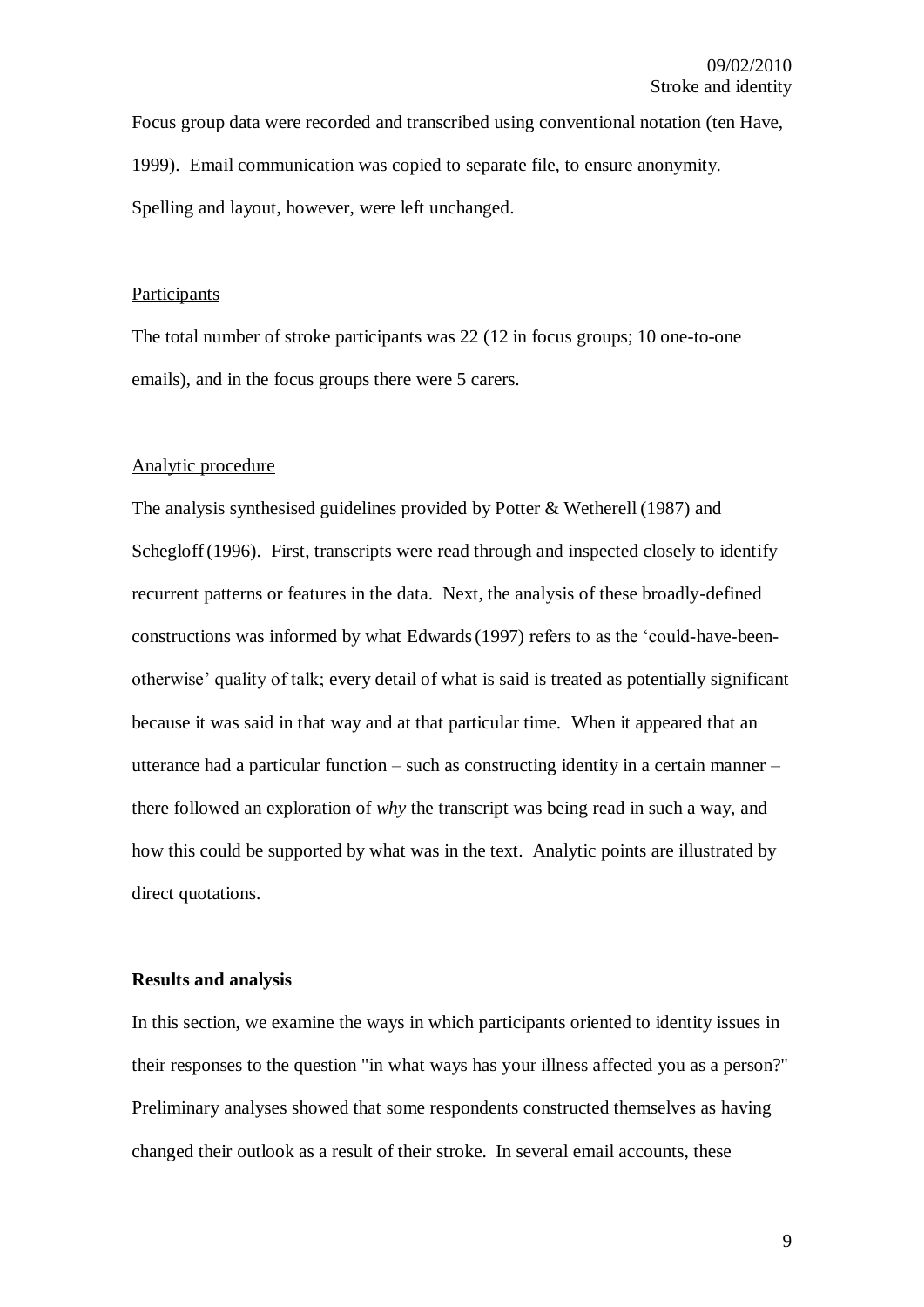Focus group data were recorded and transcribed using conventional notation (ten Have, 1999). Email communication was copied to separate file, to ensure anonymity. Spelling and layout, however, were left unchanged.

Participants

The total number of stroke participants was 22 (12 in focus groups; 10 one-to-one emails), and in the focus groups there were 5 carers.

Analytic procedure

The analysis synthesised guidelines provided by Potter & Wetherell (1987) and Schegloff (1996). First, transcripts were read through and inspected closely to identify recurrent patterns or features in the data. Next, the analysis of these broadly-defined constructions was informed by what Edwards (1997) refers to as the 'could-have-been-otherwise' quality of talk; every detail of what is said is treated as potentially significant because it was said in that way and at that particular time. When it appeared that an utterance had a particular function – such as constructing identity in a certain manner – there followed an exploration of *why* the transcript was being read in such a way, and how this could be supported by what was in the text. Analytic points are illustrated by direct quotations.

**Results and analysis**

In this section, we examine the ways in which participants oriented to identity issues in their responses to the question "in what ways has your illness affected you as a person?" Preliminary analyses showed that some respondents constructed themselves as having changed their outlook as a result of their stroke. In several email accounts, these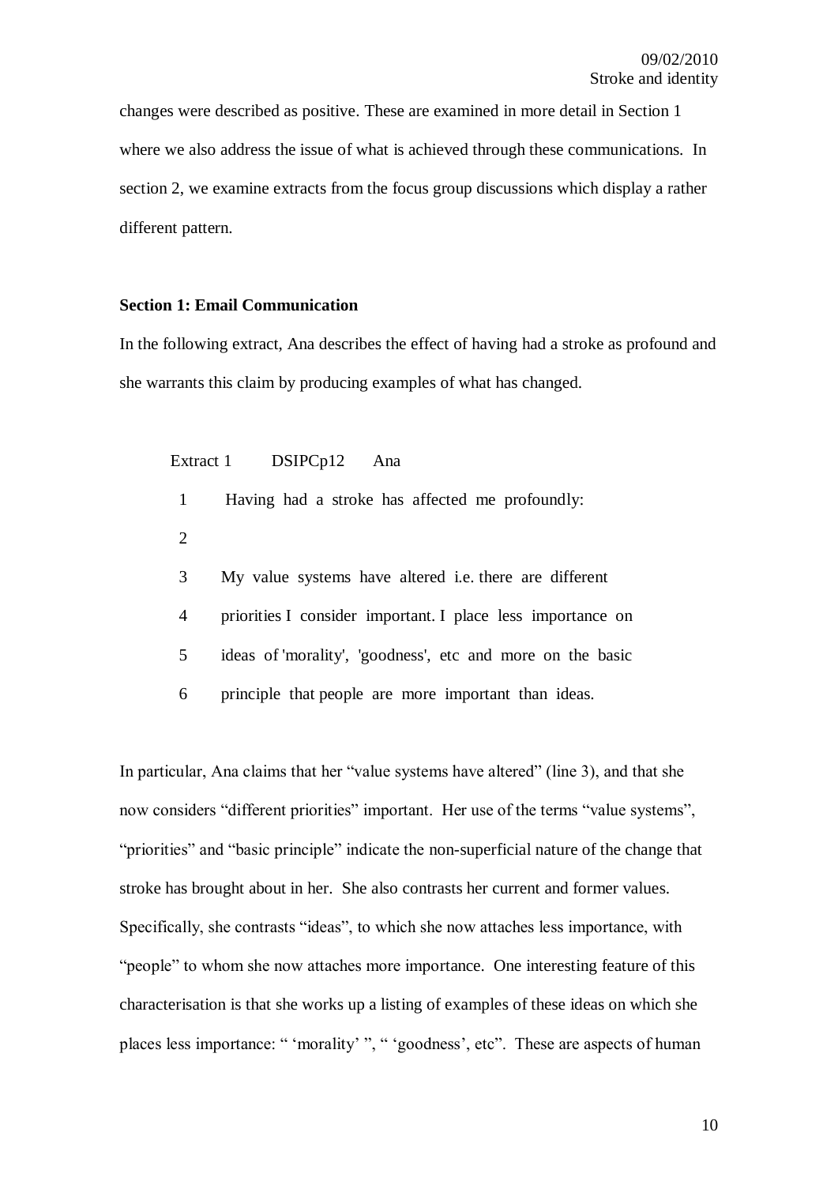changes were described as positive. These are examined in more detail in Section 1 where we also address the issue of what is achieved through these communications. In section 2, we examine extracts from the focus group discussions which display a rather different pattern.

**Section 1: Email Communication**

In the following extract, Ana describes the effect of having had a stroke as profound and she warrants this claim by producing examples of what has changed.

Extract 1 DSIPCp12 Ana

```
1   Having had a stroke has affected me profoundly:
2
3   My value systems have altered i.e. there are different
4   priorities I consider important. I place less importance on
5   ideas of 'morality', 'goodness', etc and more on the basic
6   principle that people are more important than ideas.
```

In particular, Ana claims that her "value systems have altered" (line 3), and that she now considers "different priorities" important. Her use of the terms "value systems", "priorities" and "basic principle" indicate the non-superficial nature of the change that stroke has brought about in her. She also contrasts her current and former values. Specifically, she contrasts "ideas", to which she now attaches less importance, with "people" to whom she now attaches more importance. One interesting feature of this characterisation is that she works up a listing of examples of these ideas on which she places less importance: " 'morality' ", " 'goodness', etc". These are aspects of human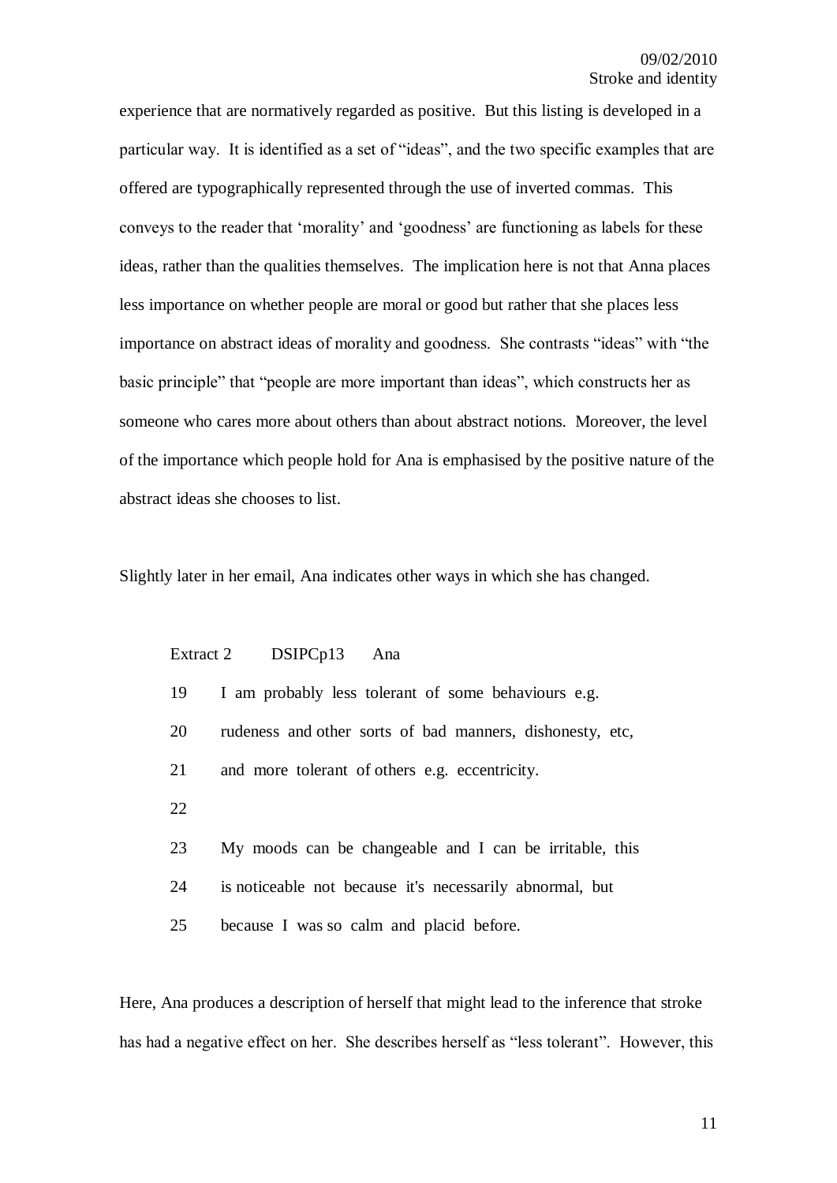experience that are normatively regarded as positive. But this listing is developed in a particular way. It is identified as a set of "ideas", and the two specific examples that are offered are typographically represented through the use of inverted commas. This conveys to the reader that 'morality' and 'goodness' are functioning as labels for these ideas, rather than the qualities themselves. The implication here is not that Anna places less importance on whether people are moral or good but rather that she places less importance on abstract ideas of morality and goodness. She contrasts "ideas" with "the basic principle" that "people are more important than ideas", which constructs her as someone who cares more about others than about abstract notions. Moreover, the level of the importance which people hold for Ana is emphasised by the positive nature of the abstract ideas she chooses to list.

Slightly later in her email, Ana indicates other ways in which she has changed.

Extract 2 DSIPCp13 Ana

```
19   I am probably less tolerant of some behaviours e.g.
20   rudeness and other sorts of bad manners, dishonesty, etc,
21   and more tolerant of others e.g. eccentricity.
22
23   My moods can be changeable and I can be irritable, this
24   is noticeable not because it's necessarily abnormal, but
25   because I was so calm and placid before.
```

Here, Ana produces a description of herself that might lead to the inference that stroke has had a negative effect on her. She describes herself as "less tolerant". However, this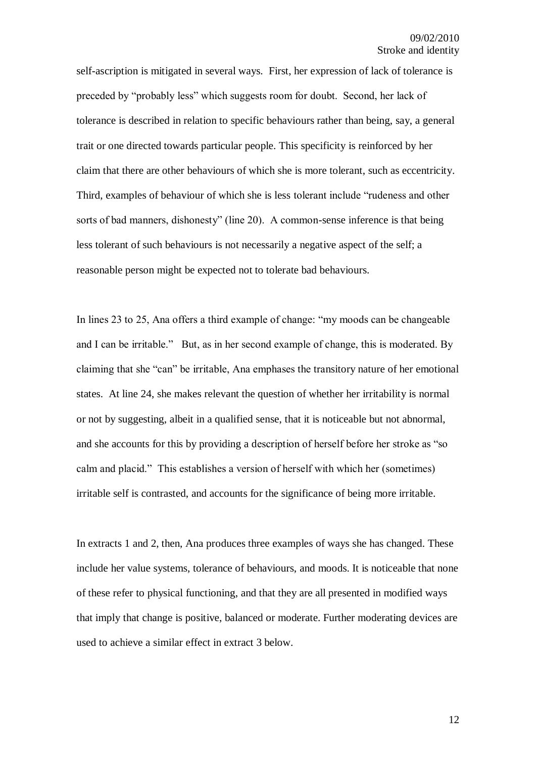self-ascription is mitigated in several ways. First, her expression of lack of tolerance is preceded by "probably less" which suggests room for doubt. Second, her lack of tolerance is described in relation to specific behaviours rather than being, say, a general trait or one directed towards particular people. This specificity is reinforced by her claim that there are other behaviours of which she is more tolerant, such as eccentricity. Third, examples of behaviour of which she is less tolerant include "rudeness and other sorts of bad manners, dishonesty" (line 20). A common-sense inference is that being less tolerant of such behaviours is not necessarily a negative aspect of the self; a reasonable person might be expected not to tolerate bad behaviours.

In lines 23 to 25, Ana offers a third example of change: "my moods can be changeable and I can be irritable." But, as in her second example of change, this is moderated. By claiming that she "can" be irritable, Ana emphases the transitory nature of her emotional states. At line 24, she makes relevant the question of whether her irritability is normal or not by suggesting, albeit in a qualified sense, that it is noticeable but not abnormal, and she accounts for this by providing a description of herself before her stroke as "so calm and placid." This establishes a version of herself with which her (sometimes) irritable self is contrasted, and accounts for the significance of being more irritable.

In extracts 1 and 2, then, Ana produces three examples of ways she has changed. These include her value systems, tolerance of behaviours, and moods. It is noticeable that none of these refer to physical functioning, and that they are all presented in modified ways that imply that change is positive, balanced or moderate. Further moderating devices are used to achieve a similar effect in extract 3 below.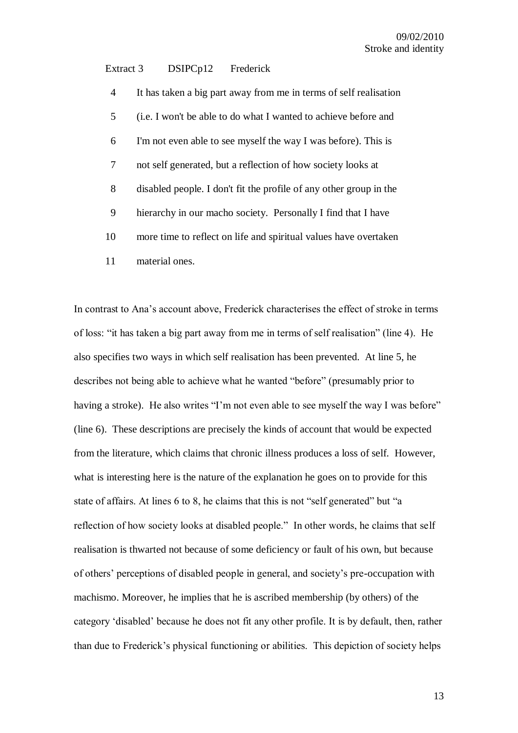Extract 3 DSIPCp12 Frederick

4 It has taken a big part away from me in terms of self realisation

5 (i.e. I won't be able to do what I wanted to achieve before and

6 I'm not even able to see myself the way I was before). This is

7 not self generated, but a reflection of how society looks at

8 disabled people. I don't fit the profile of any other group in the

9 hierarchy in our macho society. Personally I find that I have

10 more time to reflect on life and spiritual values have overtaken

11 material ones.

In contrast to Ana's account above, Frederick characterises the effect of stroke in terms of loss: "it has taken a big part away from me in terms of self realisation" (line 4). He also specifies two ways in which self realisation has been prevented. At line 5, he describes not being able to achieve what he wanted "before" (presumably prior to having a stroke). He also writes "I'm not even able to see myself the way I was before" (line 6). These descriptions are precisely the kinds of account that would be expected from the literature, which claims that chronic illness produces a loss of self. However, what is interesting here is the nature of the explanation he goes on to provide for this state of affairs. At lines 6 to 8, he claims that this is not "self generated" but "a reflection of how society looks at disabled people." In other words, he claims that self realisation is thwarted not because of some deficiency or fault of his own, but because of others' perceptions of disabled people in general, and society's pre-occupation with machismo. Moreover, he implies that he is ascribed membership (by others) of the category 'disabled' because he does not fit any other profile. It is by default, then, rather than due to Frederick's physical functioning or abilities. This depiction of society helps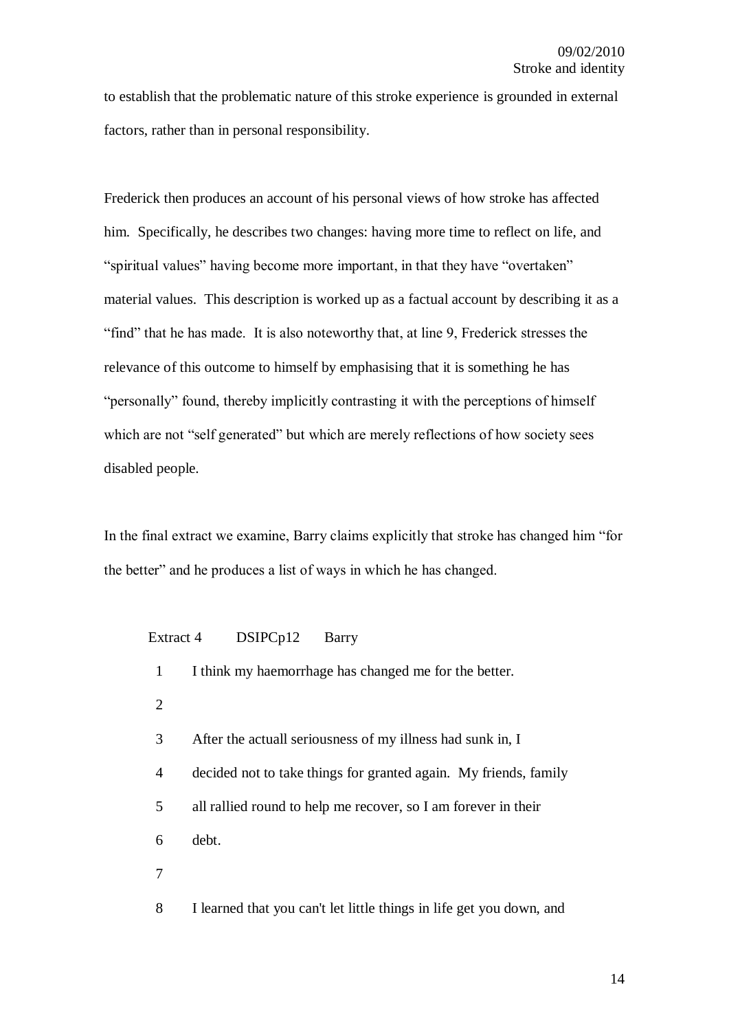to establish that the problematic nature of this stroke experience is grounded in external factors, rather than in personal responsibility.

Frederick then produces an account of his personal views of how stroke has affected him. Specifically, he describes two changes: having more time to reflect on life, and "spiritual values" having become more important, in that they have "overtaken" material values. This description is worked up as a factual account by describing it as a "find" that he has made. It is also noteworthy that, at line 9, Frederick stresses the relevance of this outcome to himself by emphasising that it is something he has "personally" found, thereby implicitly contrasting it with the perceptions of himself which are not "self generated" but which are merely reflections of how society sees disabled people.

In the final extract we examine, Barry claims explicitly that stroke has changed him "for the better" and he produces a list of ways in which he has changed.

Extract 4    DSIPCp12    Barry

```
1   I think my haemorrhage has changed me for the better.
2
3   After the actuall seriousness of my illness had sunk in, I
4   decided not to take things for granted again.  My friends, family
5   all rallied round to help me recover, so I am forever in their
6   debt.
7
8   I learned that you can't let little things in life get you down, and
```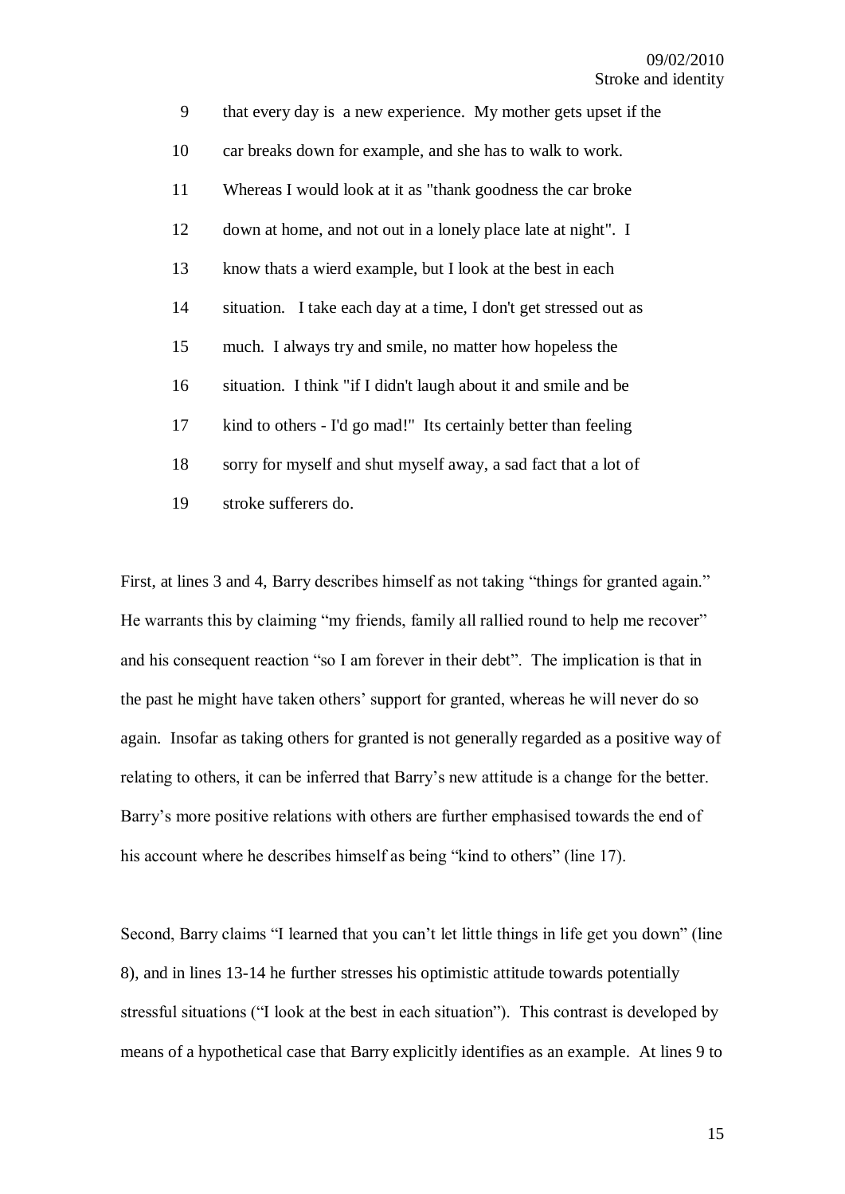9 that every day is a new experience. My mother gets upset if the
10 car breaks down for example, and she has to walk to work.
11 Whereas I would look at it as "thank goodness the car broke
12 down at home, and not out in a lonely place late at night". I
13 know thats a wierd example, but I look at the best in each
14 situation. I take each day at a time, I don't get stressed out as
15 much. I always try and smile, no matter how hopeless the
16 situation. I think "if I didn't laugh about it and smile and be
17 kind to others - I'd go mad!" Its certainly better than feeling
18 sorry for myself and shut myself away, a sad fact that a lot of
19 stroke sufferers do.

First, at lines 3 and 4, Barry describes himself as not taking "things for granted again." He warrants this by claiming "my friends, family all rallied round to help me recover" and his consequent reaction "so I am forever in their debt". The implication is that in the past he might have taken others' support for granted, whereas he will never do so again. Insofar as taking others for granted is not generally regarded as a positive way of relating to others, it can be inferred that Barry's new attitude is a change for the better. Barry's more positive relations with others are further emphasised towards the end of his account where he describes himself as being "kind to others" (line 17).

Second, Barry claims "I learned that you can't let little things in life get you down" (line 8), and in lines 13-14 he further stresses his optimistic attitude towards potentially stressful situations ("I look at the best in each situation"). This contrast is developed by means of a hypothetical case that Barry explicitly identifies as an example. At lines 9 to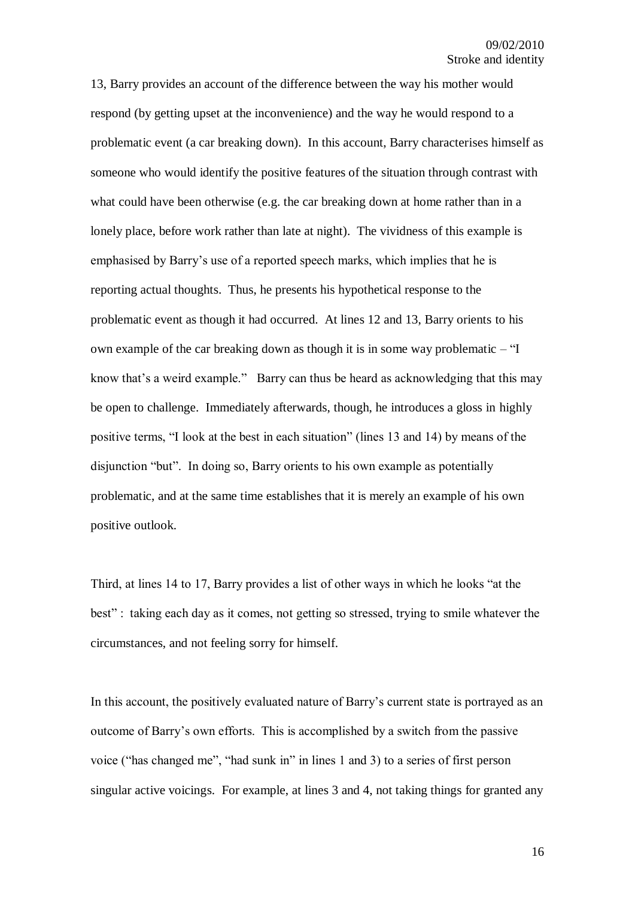13, Barry provides an account of the difference between the way his mother would respond (by getting upset at the inconvenience) and the way he would respond to a problematic event (a car breaking down). In this account, Barry characterises himself as someone who would identify the positive features of the situation through contrast with what could have been otherwise (e.g. the car breaking down at home rather than in a lonely place, before work rather than late at night). The vividness of this example is emphasised by Barry's use of a reported speech marks, which implies that he is reporting actual thoughts. Thus, he presents his hypothetical response to the problematic event as though it had occurred. At lines 12 and 13, Barry orients to his own example of the car breaking down as though it is in some way problematic – "I know that's a weird example." Barry can thus be heard as acknowledging that this may be open to challenge. Immediately afterwards, though, he introduces a gloss in highly positive terms, "I look at the best in each situation" (lines 13 and 14) by means of the disjunction "but". In doing so, Barry orients to his own example as potentially problematic, and at the same time establishes that it is merely an example of his own positive outlook.

Third, at lines 14 to 17, Barry provides a list of other ways in which he looks "at the best" : taking each day as it comes, not getting so stressed, trying to smile whatever the circumstances, and not feeling sorry for himself.

In this account, the positively evaluated nature of Barry's current state is portrayed as an outcome of Barry's own efforts. This is accomplished by a switch from the passive voice ("has changed me", "had sunk in" in lines 1 and 3) to a series of first person singular active voicings. For example, at lines 3 and 4, not taking things for granted any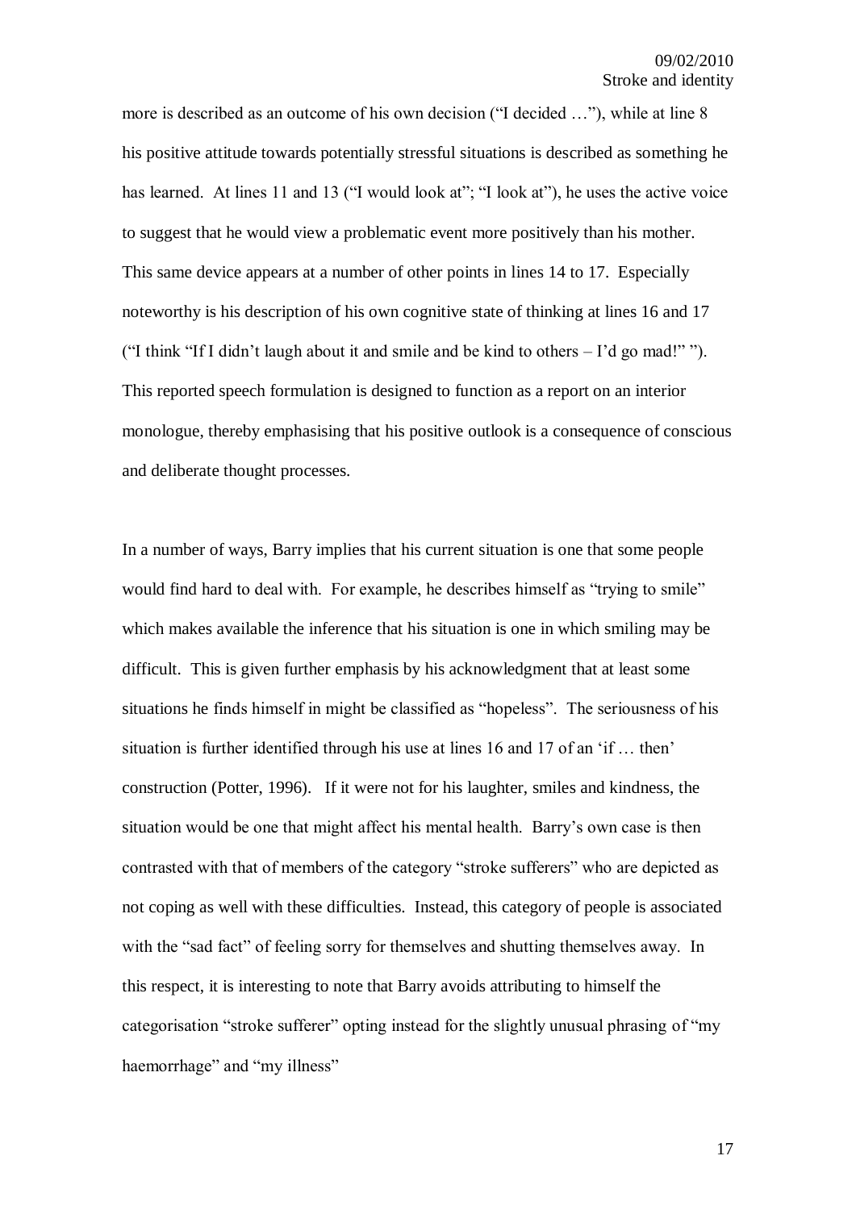more is described as an outcome of his own decision ("I decided …"), while at line 8 his positive attitude towards potentially stressful situations is described as something he has learned. At lines 11 and 13 ("I would look at"; "I look at"), he uses the active voice to suggest that he would view a problematic event more positively than his mother. This same device appears at a number of other points in lines 14 to 17. Especially noteworthy is his description of his own cognitive state of thinking at lines 16 and 17 ("I think "If I didn't laugh about it and smile and be kind to others – I'd go mad!" "). This reported speech formulation is designed to function as a report on an interior monologue, thereby emphasising that his positive outlook is a consequence of conscious and deliberate thought processes.

In a number of ways, Barry implies that his current situation is one that some people would find hard to deal with. For example, he describes himself as "trying to smile" which makes available the inference that his situation is one in which smiling may be difficult. This is given further emphasis by his acknowledgment that at least some situations he finds himself in might be classified as "hopeless". The seriousness of his situation is further identified through his use at lines 16 and 17 of an 'if … then' construction (Potter, 1996). If it were not for his laughter, smiles and kindness, the situation would be one that might affect his mental health. Barry's own case is then contrasted with that of members of the category "stroke sufferers" who are depicted as not coping as well with these difficulties. Instead, this category of people is associated with the "sad fact" of feeling sorry for themselves and shutting themselves away. In this respect, it is interesting to note that Barry avoids attributing to himself the categorisation "stroke sufferer" opting instead for the slightly unusual phrasing of "my haemorrhage" and "my illness"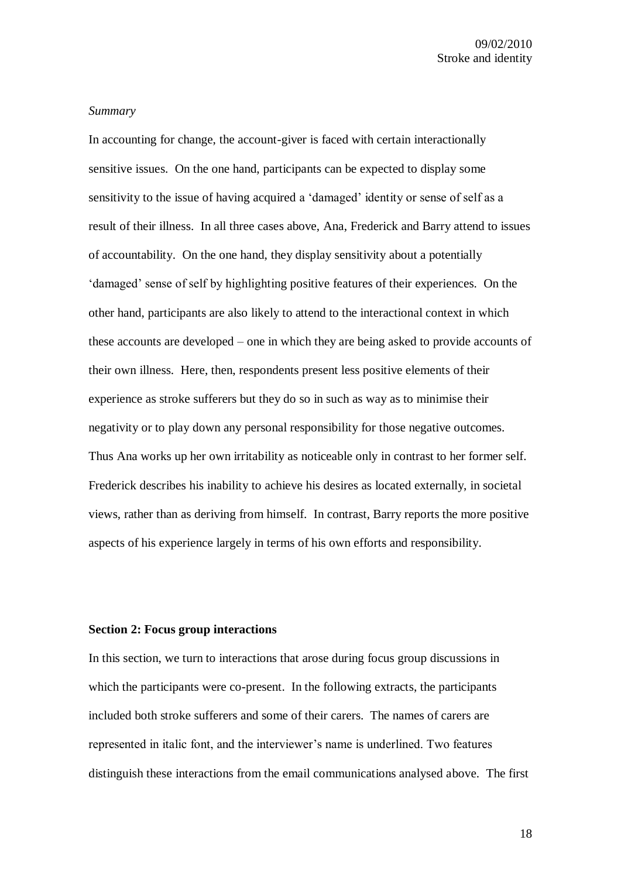*Summary*

In accounting for change, the account-giver is faced with certain interactionally sensitive issues. On the one hand, participants can be expected to display some sensitivity to the issue of having acquired a 'damaged' identity or sense of self as a result of their illness. In all three cases above, Ana, Frederick and Barry attend to issues of accountability. On the one hand, they display sensitivity about a potentially 'damaged' sense of self by highlighting positive features of their experiences. On the other hand, participants are also likely to attend to the interactional context in which these accounts are developed – one in which they are being asked to provide accounts of their own illness. Here, then, respondents present less positive elements of their experience as stroke sufferers but they do so in such as way as to minimise their negativity or to play down any personal responsibility for those negative outcomes. Thus Ana works up her own irritability as noticeable only in contrast to her former self. Frederick describes his inability to achieve his desires as located externally, in societal views, rather than as deriving from himself. In contrast, Barry reports the more positive aspects of his experience largely in terms of his own efforts and responsibility.

**Section 2: Focus group interactions**

In this section, we turn to interactions that arose during focus group discussions in which the participants were co-present. In the following extracts, the participants included both stroke sufferers and some of their carers. The names of carers are represented in italic font, and the interviewer's name is underlined. Two features distinguish these interactions from the email communications analysed above. The first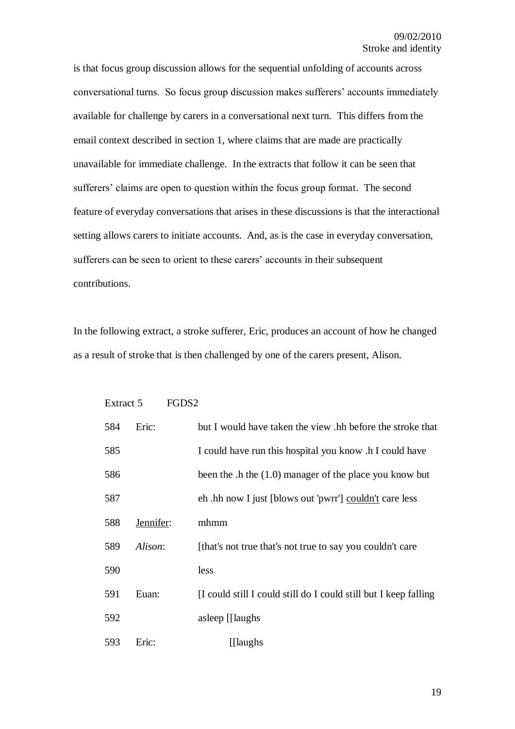is that focus group discussion allows for the sequential unfolding of accounts across conversational turns. So focus group discussion makes sufferers' accounts immediately available for challenge by carers in a conversational next turn. This differs from the email context described in section 1, where claims that are made are practically unavailable for immediate challenge. In the extracts that follow it can be seen that sufferers' claims are open to question within the focus group format. The second feature of everyday conversations that arises in these discussions is that the interactional setting allows carers to initiate accounts. And, as is the case in everyday conversation, sufferers can be seen to orient to these carers' accounts in their subsequent contributions.

In the following extract, a stroke sufferer, Eric, produces an account of how he changed as a result of stroke that is then challenged by one of the carers present, Alison.

Extract 5 FGDS2

| | | |
|---|---|---|
| 584 | Eric: | but I would have taken the view .hh before the stroke that |
| 585 | | I could have run this hospital you know .h I could have |
| 586 | | been the .h the (1.0) manager of the place you know but |
| 587 | | eh .hh now I just [blows out 'pwrr'] <u>couldn't</u> care less |
| 588 | <u>Jennifer</u>: | mhmm |
| 589 | *Alison*: | [that's not true that's not true to say you couldn't care |
| 590 | | less |
| 591 | Euan: | [I could still I could still do I could still but I keep falling |
| 592 | | asleep [[laughs |
| 593 | Eric: | [[laughs |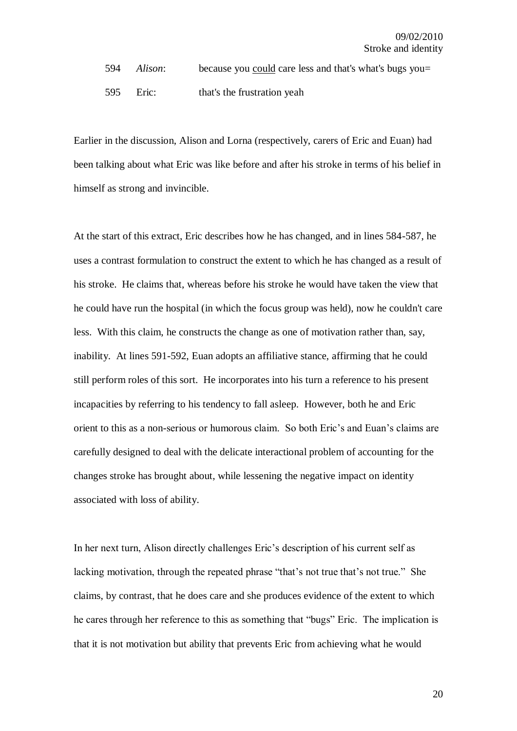594 *Alison*: because you <u>could</u> care less and that's what's bugs you=

595 Eric: that's the frustration yeah

Earlier in the discussion, Alison and Lorna (respectively, carers of Eric and Euan) had been talking about what Eric was like before and after his stroke in terms of his belief in himself as strong and invincible.

At the start of this extract, Eric describes how he has changed, and in lines 584-587, he uses a contrast formulation to construct the extent to which he has changed as a result of his stroke. He claims that, whereas before his stroke he would have taken the view that he could have run the hospital (in which the focus group was held), now he couldn't care less. With this claim, he constructs the change as one of motivation rather than, say, inability. At lines 591-592, Euan adopts an affiliative stance, affirming that he could still perform roles of this sort. He incorporates into his turn a reference to his present incapacities by referring to his tendency to fall asleep. However, both he and Eric orient to this as a non-serious or humorous claim. So both Eric's and Euan's claims are carefully designed to deal with the delicate interactional problem of accounting for the changes stroke has brought about, while lessening the negative impact on identity associated with loss of ability.

In her next turn, Alison directly challenges Eric's description of his current self as lacking motivation, through the repeated phrase "that's not true that's not true." She claims, by contrast, that he does care and she produces evidence of the extent to which he cares through her reference to this as something that "bugs" Eric. The implication is that it is not motivation but ability that prevents Eric from achieving what he would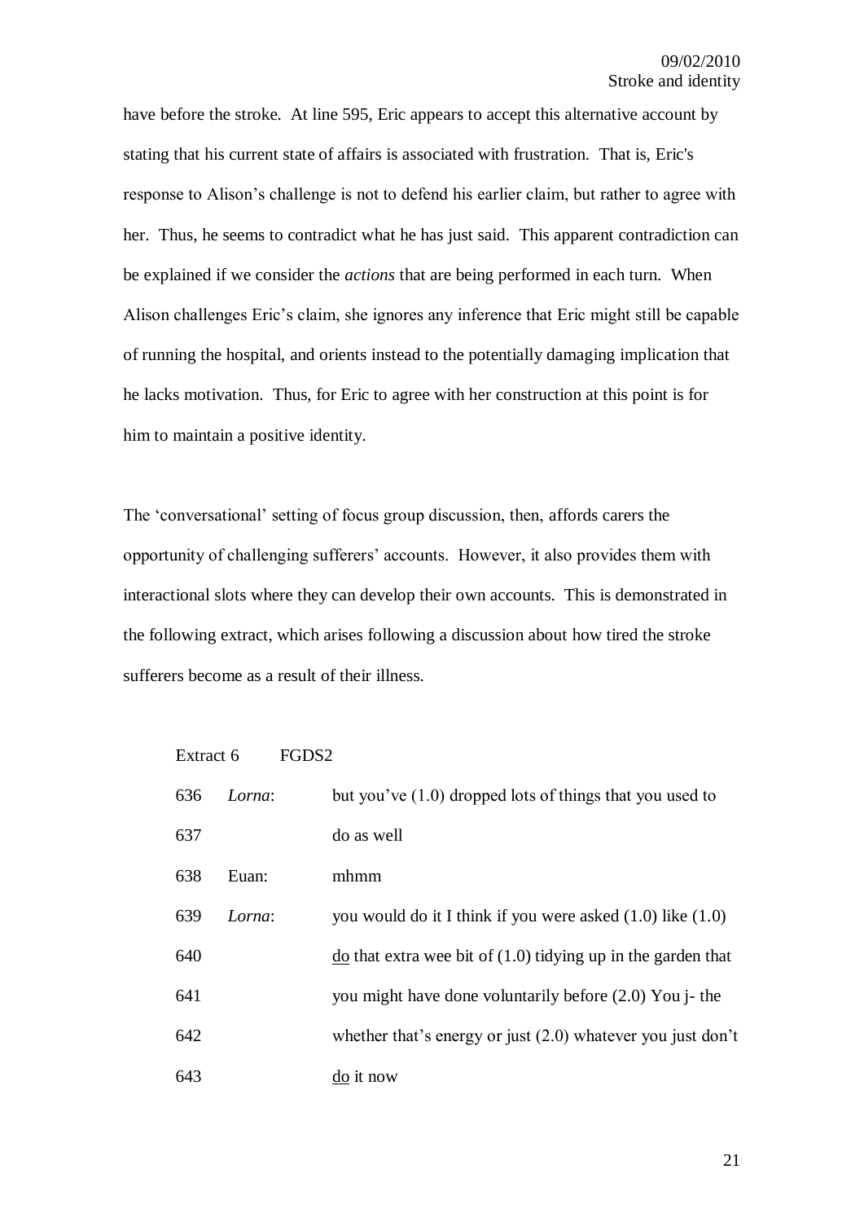have before the stroke. At line 595, Eric appears to accept this alternative account by stating that his current state of affairs is associated with frustration. That is, Eric's response to Alison's challenge is not to defend his earlier claim, but rather to agree with her. Thus, he seems to contradict what he has just said. This apparent contradiction can be explained if we consider the *actions* that are being performed in each turn. When Alison challenges Eric's claim, she ignores any inference that Eric might still be capable of running the hospital, and orients instead to the potentially damaging implication that he lacks motivation. Thus, for Eric to agree with her construction at this point is for him to maintain a positive identity.

The 'conversational' setting of focus group discussion, then, affords carers the opportunity of challenging sufferers' accounts. However, it also provides them with interactional slots where they can develop their own accounts. This is demonstrated in the following extract, which arises following a discussion about how tired the stroke sufferers become as a result of their illness.

Extract 6 FGDS2

| | | |
|---|---|---|
| 636 | *Lorna*: | but you've (1.0) dropped lots of things that you used to |
| 637 | | do as well |
| 638 | Euan: | mhmm |
| 639 | *Lorna*: | you would do it I think if you were asked (1.0) like (1.0) |
| 640 | | <u>do</u> that extra wee bit of (1.0) tidying up in the garden that |
| 641 | | you might have done voluntarily before (2.0) You j- the |
| 642 | | whether that's energy or just (2.0) whatever you just don't |
| 643 | | <u>do</u> it now |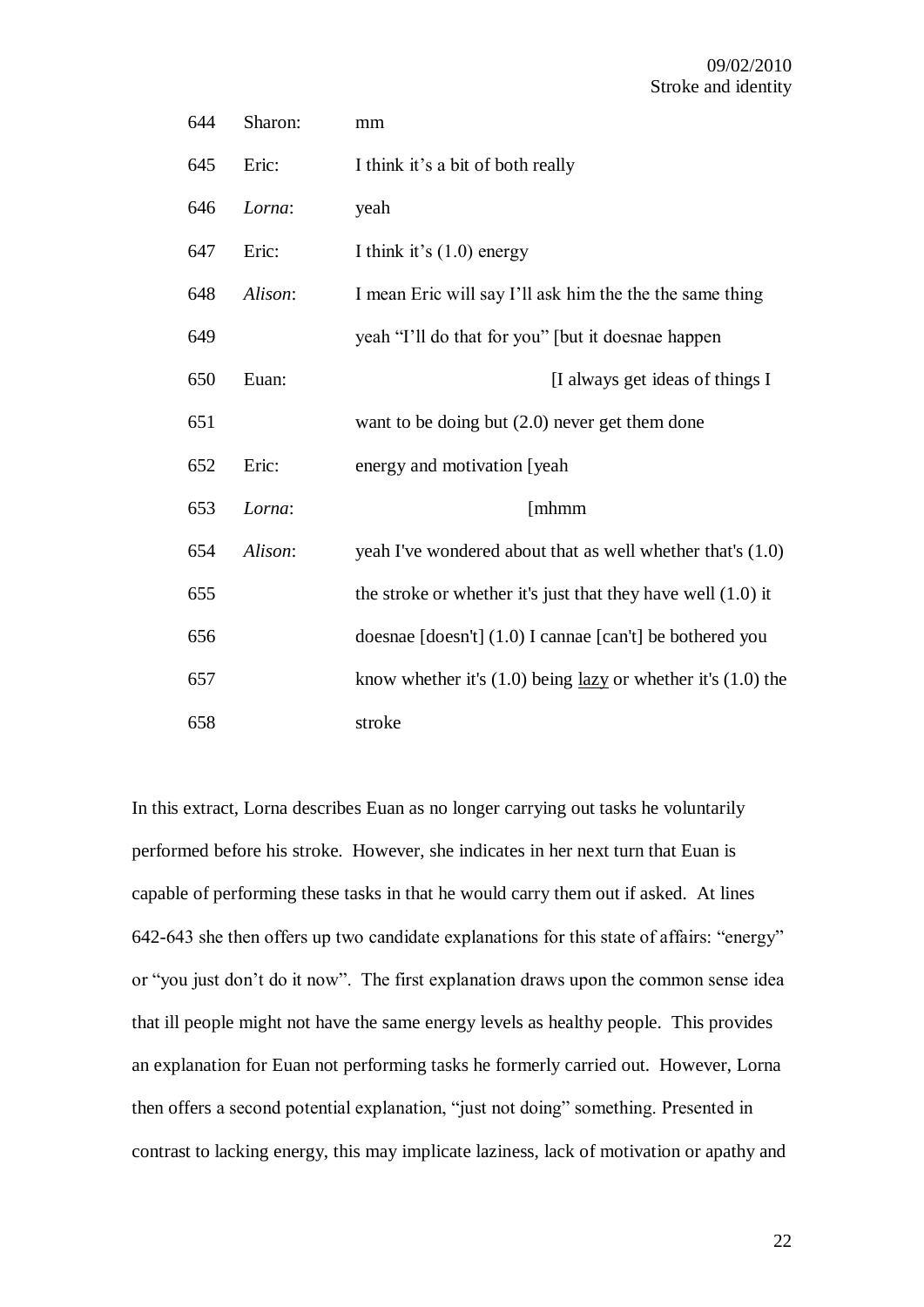| | | |
|---|---|---|
| 644 | Sharon: | mm |
| 645 | Eric: | I think it’s a bit of both really |
| 646 | *Lorna*: | yeah |
| 647 | Eric: | I think it’s (1.0) energy |
| 648 | *Alison*: | I mean Eric will say I’ll ask him the the the same thing |
| 649 | | yeah “I’ll do that for you” [but it doesnae happen |
| 650 | Euan: | [I always get ideas of things I |
| 651 | | want to be doing but (2.0) never get them done |
| 652 | Eric: | energy and motivation [yeah |
| 653 | *Lorna*: | [mhmm |
| 654 | *Alison*: | yeah I've wondered about that as well whether that's (1.0) |
| 655 | | the stroke or whether it's just that they have well (1.0) it |
| 656 | | doesnae [doesn't] (1.0) I cannae [can't] be bothered you |
| 657 | | know whether it's (1.0) being <u>lazy</u> or whether it's (1.0) the |
| 658 | | stroke |

In this extract, Lorna describes Euan as no longer carrying out tasks he voluntarily performed before his stroke. However, she indicates in her next turn that Euan is capable of performing these tasks in that he would carry them out if asked. At lines 642-643 she then offers up two candidate explanations for this state of affairs: “energy” or “you just don’t do it now”. The first explanation draws upon the common sense idea that ill people might not have the same energy levels as healthy people. This provides an explanation for Euan not performing tasks he formerly carried out. However, Lorna then offers a second potential explanation, “just not doing” something. Presented in contrast to lacking energy, this may implicate laziness, lack of motivation or apathy and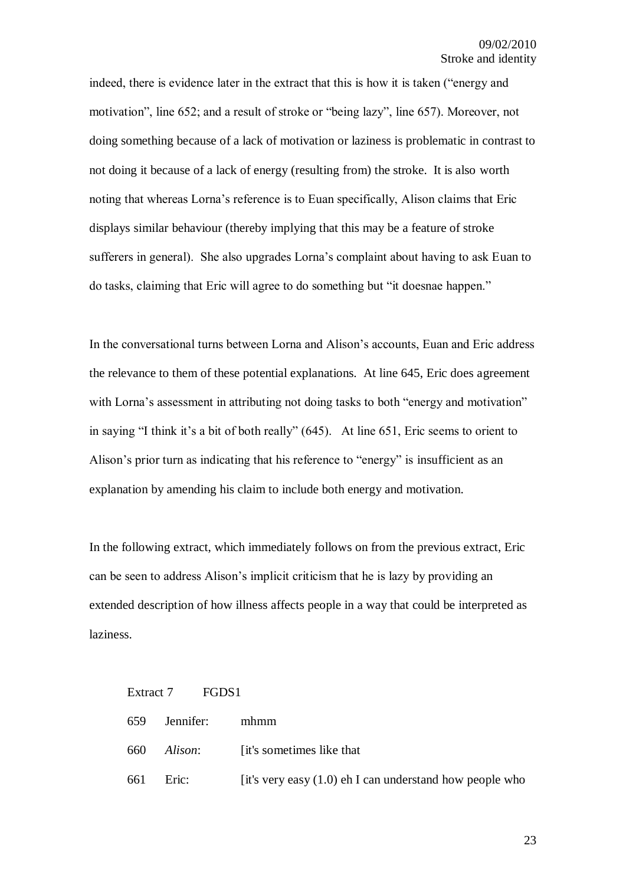indeed, there is evidence later in the extract that this is how it is taken ("energy and motivation", line 652; and a result of stroke or "being lazy", line 657). Moreover, not doing something because of a lack of motivation or laziness is problematic in contrast to not doing it because of a lack of energy (resulting from) the stroke. It is also worth noting that whereas Lorna's reference is to Euan specifically, Alison claims that Eric displays similar behaviour (thereby implying that this may be a feature of stroke sufferers in general). She also upgrades Lorna's complaint about having to ask Euan to do tasks, claiming that Eric will agree to do something but "it doesnae happen."

In the conversational turns between Lorna and Alison's accounts, Euan and Eric address the relevance to them of these potential explanations. At line 645, Eric does agreement with Lorna's assessment in attributing not doing tasks to both "energy and motivation" in saying "I think it's a bit of both really" (645). At line 651, Eric seems to orient to Alison's prior turn as indicating that his reference to "energy" is insufficient as an explanation by amending his claim to include both energy and motivation.

In the following extract, which immediately follows on from the previous extract, Eric can be seen to address Alison's implicit criticism that he is lazy by providing an extended description of how illness affects people in a way that could be interpreted as laziness.

Extract 7 FGDS1

659 Jennifer: mhmm

660 *Alison*: [it's sometimes like that

661 Eric: [it's very easy (1.0) eh I can understand how people who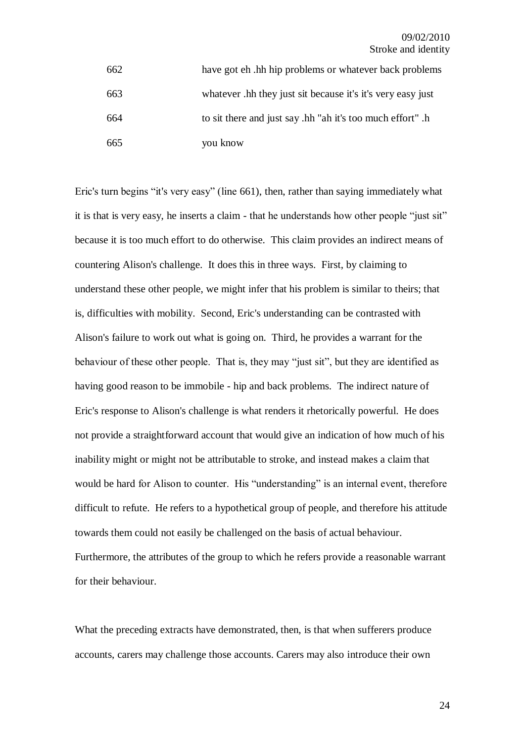| | |
|---|---|
| 662 | have got eh .hh hip problems or whatever back problems |
| 663 | whatever .hh they just sit because it's it's very easy just |
| 664 | to sit there and just say .hh "ah it's too much effort" .h |
| 665 | you know |

Eric's turn begins "it's very easy" (line 661), then, rather than saying immediately what it is that is very easy, he inserts a claim - that he understands how other people "just sit" because it is too much effort to do otherwise. This claim provides an indirect means of countering Alison's challenge. It does this in three ways. First, by claiming to understand these other people, we might infer that his problem is similar to theirs; that is, difficulties with mobility. Second, Eric's understanding can be contrasted with Alison's failure to work out what is going on. Third, he provides a warrant for the behaviour of these other people. That is, they may "just sit", but they are identified as having good reason to be immobile - hip and back problems. The indirect nature of Eric's response to Alison's challenge is what renders it rhetorically powerful. He does not provide a straightforward account that would give an indication of how much of his inability might or might not be attributable to stroke, and instead makes a claim that would be hard for Alison to counter. His "understanding" is an internal event, therefore difficult to refute. He refers to a hypothetical group of people, and therefore his attitude towards them could not easily be challenged on the basis of actual behaviour. Furthermore, the attributes of the group to which he refers provide a reasonable warrant for their behaviour.

What the preceding extracts have demonstrated, then, is that when sufferers produce accounts, carers may challenge those accounts. Carers may also introduce their own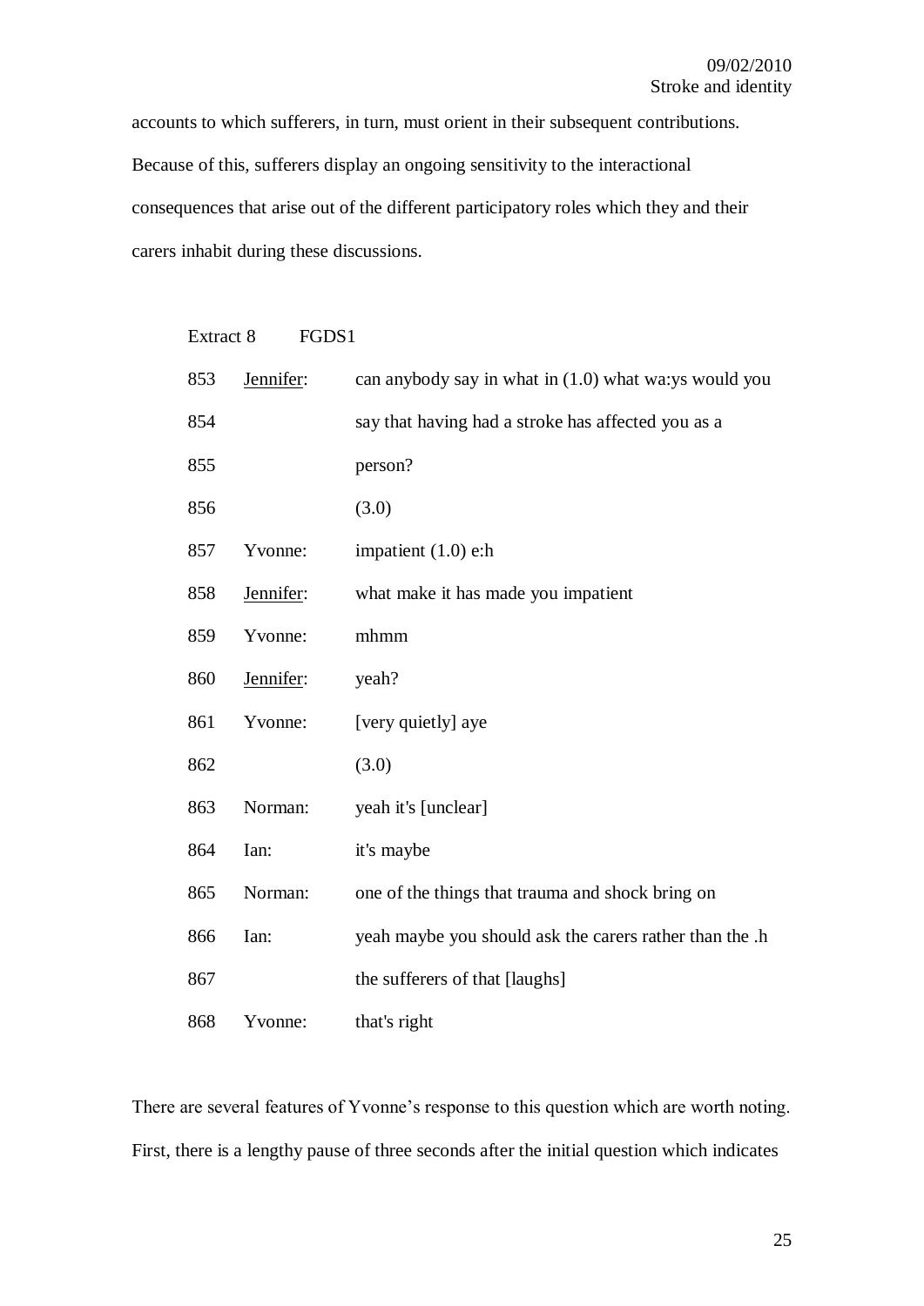accounts to which sufferers, in turn, must orient in their subsequent contributions. Because of this, sufferers display an ongoing sensitivity to the interactional consequences that arise out of the different participatory roles which they and their carers inhabit during these discussions.

Extract 8    FGDS1

| | | |
|---|---|---|
| 853 | Jennifer: | can anybody say in what in (1.0) what wa:ys would you |
| 854 | | say that having had a stroke has affected you as a |
| 855 | | person? |
| 856 | | (3.0) |
| 857 | Yvonne: | impatient (1.0) e:h |
| 858 | Jennifer: | what make it has made you impatient |
| 859 | Yvonne: | mhmm |
| 860 | Jennifer: | yeah? |
| 861 | Yvonne: | [very quietly] aye |
| 862 | | (3.0) |
| 863 | Norman: | yeah it's [unclear] |
| 864 | Ian: | it's maybe |
| 865 | Norman: | one of the things that trauma and shock bring on |
| 866 | Ian: | yeah maybe you should ask the carers rather than the .h |
| 867 | | the sufferers of that [laughs] |
| 868 | Yvonne: | that's right |

There are several features of Yvonne's response to this question which are worth noting. First, there is a lengthy pause of three seconds after the initial question which indicates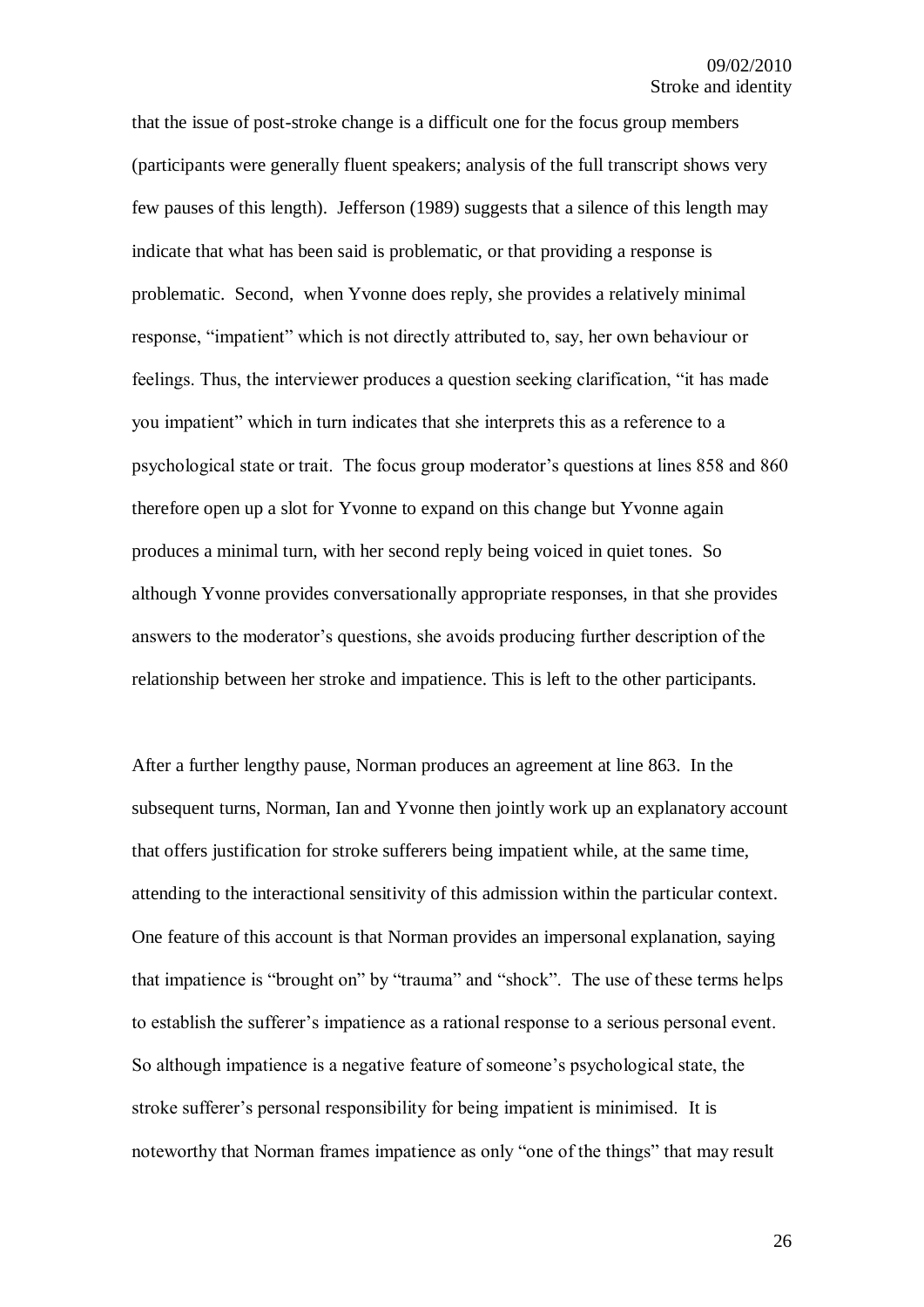that the issue of post-stroke change is a difficult one for the focus group members (participants were generally fluent speakers; analysis of the full transcript shows very few pauses of this length). Jefferson (1989) suggests that a silence of this length may indicate that what has been said is problematic, or that providing a response is problematic. Second, when Yvonne does reply, she provides a relatively minimal response, "impatient" which is not directly attributed to, say, her own behaviour or feelings. Thus, the interviewer produces a question seeking clarification, "it has made you impatient" which in turn indicates that she interprets this as a reference to a psychological state or trait. The focus group moderator's questions at lines 858 and 860 therefore open up a slot for Yvonne to expand on this change but Yvonne again produces a minimal turn, with her second reply being voiced in quiet tones. So although Yvonne provides conversationally appropriate responses, in that she provides answers to the moderator's questions, she avoids producing further description of the relationship between her stroke and impatience. This is left to the other participants.

After a further lengthy pause, Norman produces an agreement at line 863. In the subsequent turns, Norman, Ian and Yvonne then jointly work up an explanatory account that offers justification for stroke sufferers being impatient while, at the same time, attending to the interactional sensitivity of this admission within the particular context. One feature of this account is that Norman provides an impersonal explanation, saying that impatience is "brought on" by "trauma" and "shock". The use of these terms helps to establish the sufferer's impatience as a rational response to a serious personal event. So although impatience is a negative feature of someone's psychological state, the stroke sufferer's personal responsibility for being impatient is minimised. It is noteworthy that Norman frames impatience as only "one of the things" that may result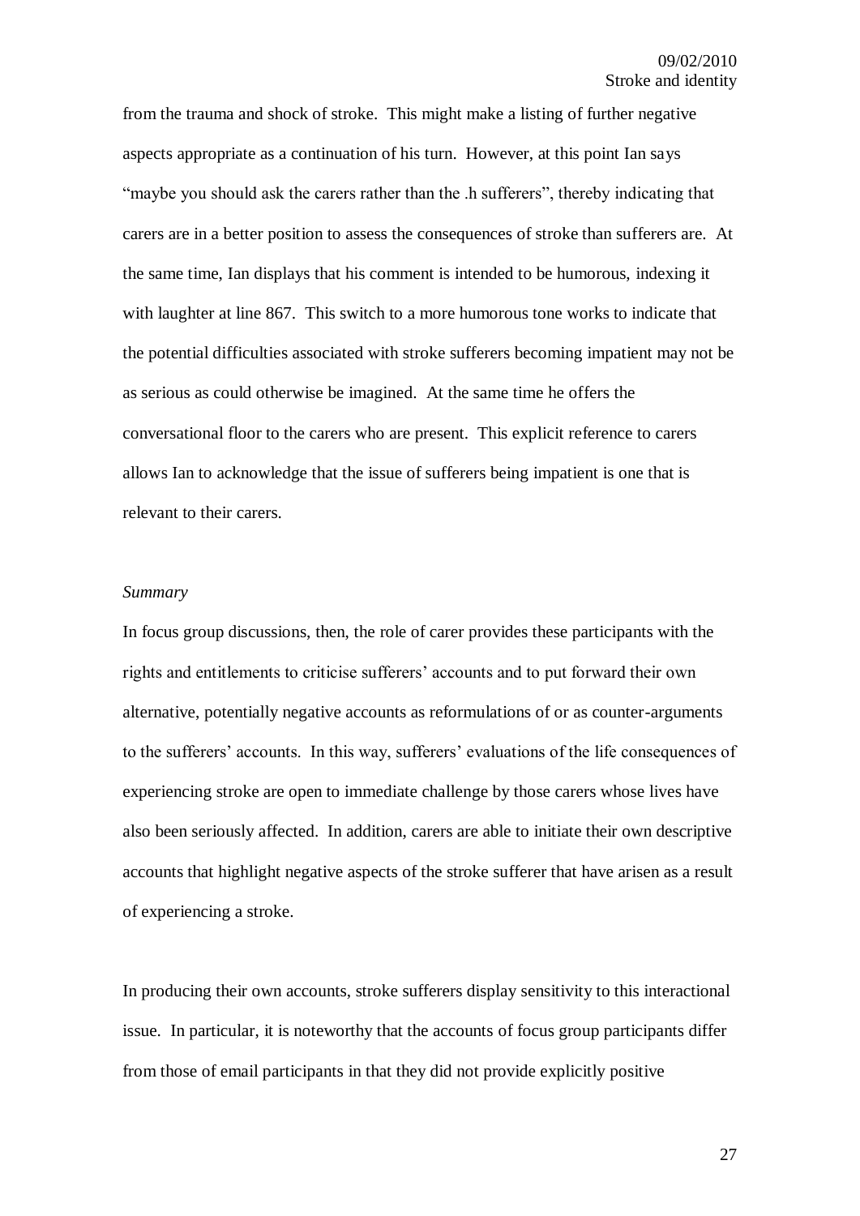from the trauma and shock of stroke. This might make a listing of further negative aspects appropriate as a continuation of his turn. However, at this point Ian says "maybe you should ask the carers rather than the .h sufferers", thereby indicating that carers are in a better position to assess the consequences of stroke than sufferers are. At the same time, Ian displays that his comment is intended to be humorous, indexing it with laughter at line 867. This switch to a more humorous tone works to indicate that the potential difficulties associated with stroke sufferers becoming impatient may not be as serious as could otherwise be imagined. At the same time he offers the conversational floor to the carers who are present. This explicit reference to carers allows Ian to acknowledge that the issue of sufferers being impatient is one that is relevant to their carers.

*Summary*

In focus group discussions, then, the role of carer provides these participants with the rights and entitlements to criticise sufferers' accounts and to put forward their own alternative, potentially negative accounts as reformulations of or as counter-arguments to the sufferers' accounts. In this way, sufferers' evaluations of the life consequences of experiencing stroke are open to immediate challenge by those carers whose lives have also been seriously affected. In addition, carers are able to initiate their own descriptive accounts that highlight negative aspects of the stroke sufferer that have arisen as a result of experiencing a stroke.

In producing their own accounts, stroke sufferers display sensitivity to this interactional issue. In particular, it is noteworthy that the accounts of focus group participants differ from those of email participants in that they did not provide explicitly positive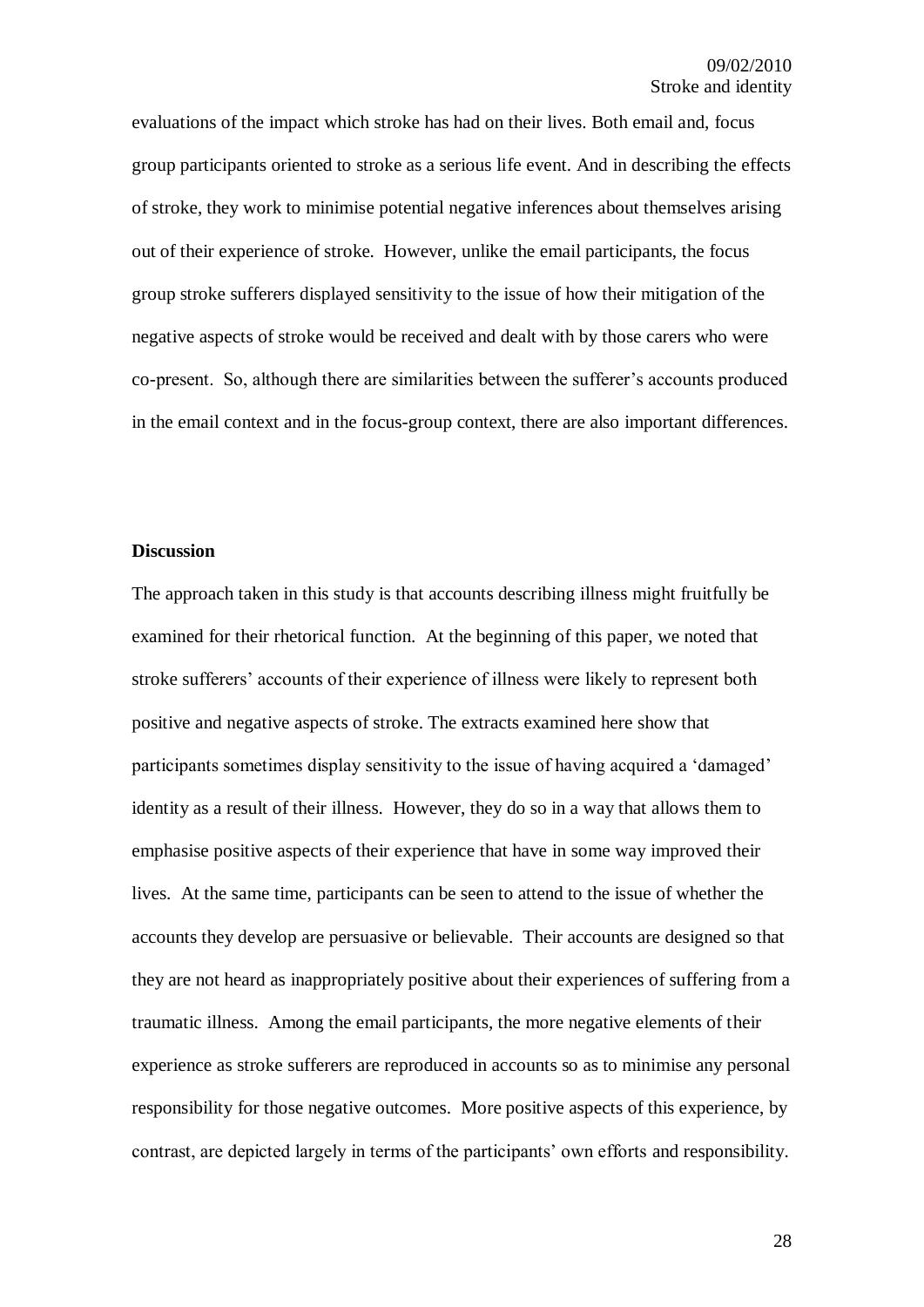evaluations of the impact which stroke has had on their lives. Both email and, focus group participants oriented to stroke as a serious life event. And in describing the effects of stroke, they work to minimise potential negative inferences about themselves arising out of their experience of stroke. However, unlike the email participants, the focus group stroke sufferers displayed sensitivity to the issue of how their mitigation of the negative aspects of stroke would be received and dealt with by those carers who were co-present. So, although there are similarities between the sufferer's accounts produced in the email context and in the focus-group context, there are also important differences.

**Discussion**

The approach taken in this study is that accounts describing illness might fruitfully be examined for their rhetorical function. At the beginning of this paper, we noted that stroke sufferers' accounts of their experience of illness were likely to represent both positive and negative aspects of stroke. The extracts examined here show that participants sometimes display sensitivity to the issue of having acquired a 'damaged' identity as a result of their illness. However, they do so in a way that allows them to emphasise positive aspects of their experience that have in some way improved their lives. At the same time, participants can be seen to attend to the issue of whether the accounts they develop are persuasive or believable. Their accounts are designed so that they are not heard as inappropriately positive about their experiences of suffering from a traumatic illness. Among the email participants, the more negative elements of their experience as stroke sufferers are reproduced in accounts so as to minimise any personal responsibility for those negative outcomes. More positive aspects of this experience, by contrast, are depicted largely in terms of the participants' own efforts and responsibility.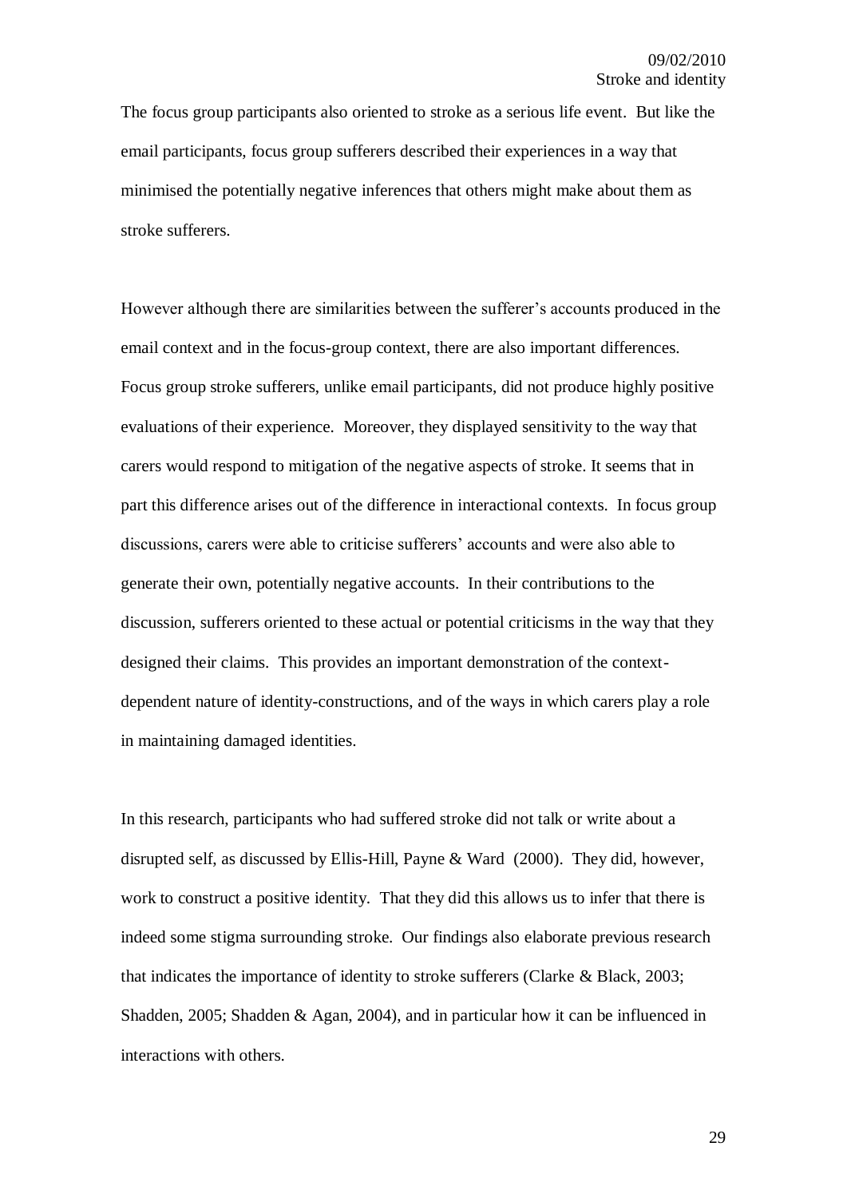The focus group participants also oriented to stroke as a serious life event. But like the email participants, focus group sufferers described their experiences in a way that minimised the potentially negative inferences that others might make about them as stroke sufferers.

However although there are similarities between the sufferer's accounts produced in the email context and in the focus-group context, there are also important differences. Focus group stroke sufferers, unlike email participants, did not produce highly positive evaluations of their experience. Moreover, they displayed sensitivity to the way that carers would respond to mitigation of the negative aspects of stroke. It seems that in part this difference arises out of the difference in interactional contexts. In focus group discussions, carers were able to criticise sufferers' accounts and were also able to generate their own, potentially negative accounts. In their contributions to the discussion, sufferers oriented to these actual or potential criticisms in the way that they designed their claims. This provides an important demonstration of the context-dependent nature of identity-constructions, and of the ways in which carers play a role in maintaining damaged identities.

In this research, participants who had suffered stroke did not talk or write about a disrupted self, as discussed by Ellis-Hill, Payne & Ward (2000). They did, however, work to construct a positive identity. That they did this allows us to infer that there is indeed some stigma surrounding stroke. Our findings also elaborate previous research that indicates the importance of identity to stroke sufferers (Clarke & Black, 2003; Shadden, 2005; Shadden & Agan, 2004), and in particular how it can be influenced in interactions with others.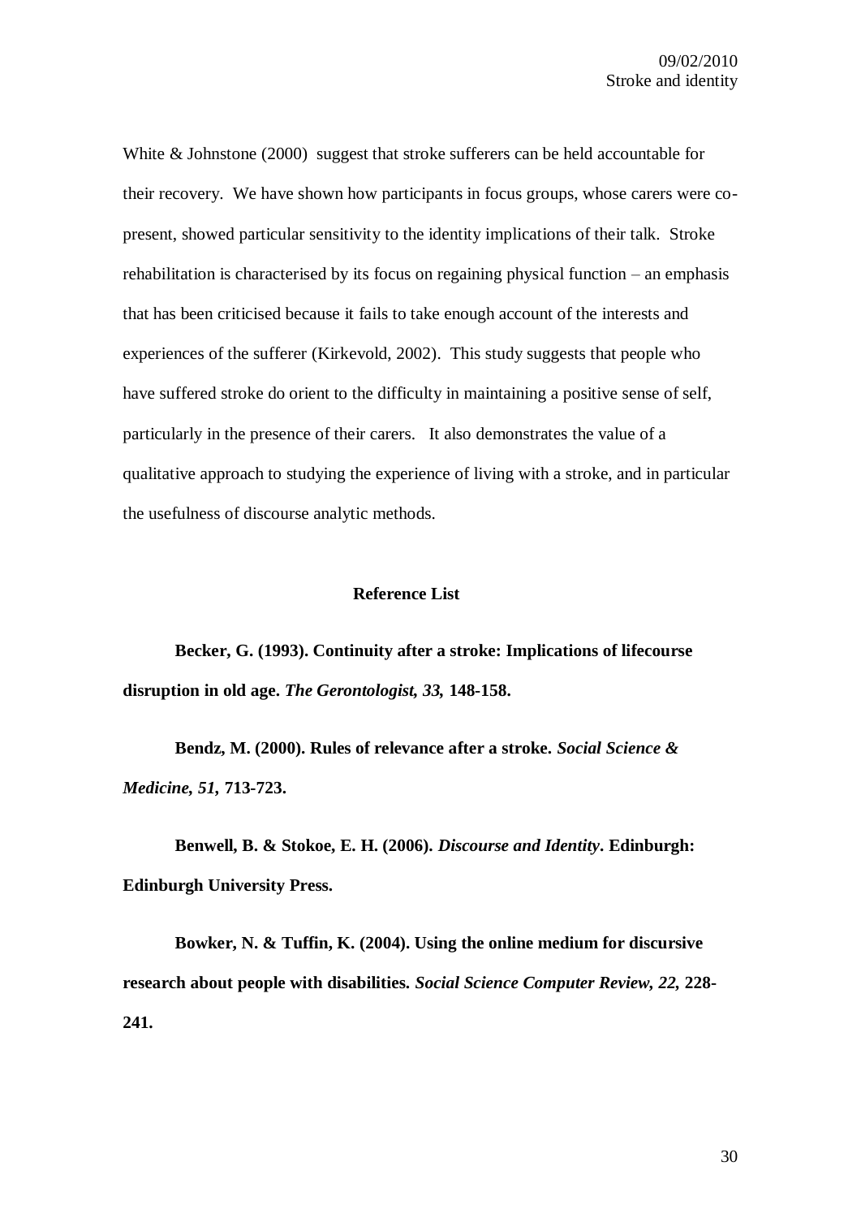White & Johnstone (2000) suggest that stroke sufferers can be held accountable for their recovery. We have shown how participants in focus groups, whose carers were co-present, showed particular sensitivity to the identity implications of their talk. Stroke rehabilitation is characterised by its focus on regaining physical function – an emphasis that has been criticised because it fails to take enough account of the interests and experiences of the sufferer (Kirkevold, 2002). This study suggests that people who have suffered stroke do orient to the difficulty in maintaining a positive sense of self, particularly in the presence of their carers. It also demonstrates the value of a qualitative approach to studying the experience of living with a stroke, and in particular the usefulness of discourse analytic methods.

## Reference List

**Becker, G. (1993). Continuity after a stroke: Implications of lifecourse disruption in old age. *The Gerontologist, 33,* 148-158.**

**Bendz, M. (2000). Rules of relevance after a stroke. *Social Science & Medicine, 51,* 713-723.**

**Benwell, B. & Stokoe, E. H. (2006). *Discourse and Identity*. Edinburgh: Edinburgh University Press.**

**Bowker, N. & Tuffin, K. (2004). Using the online medium for discursive research about people with disabilities. *Social Science Computer Review, 22,* 228-241.**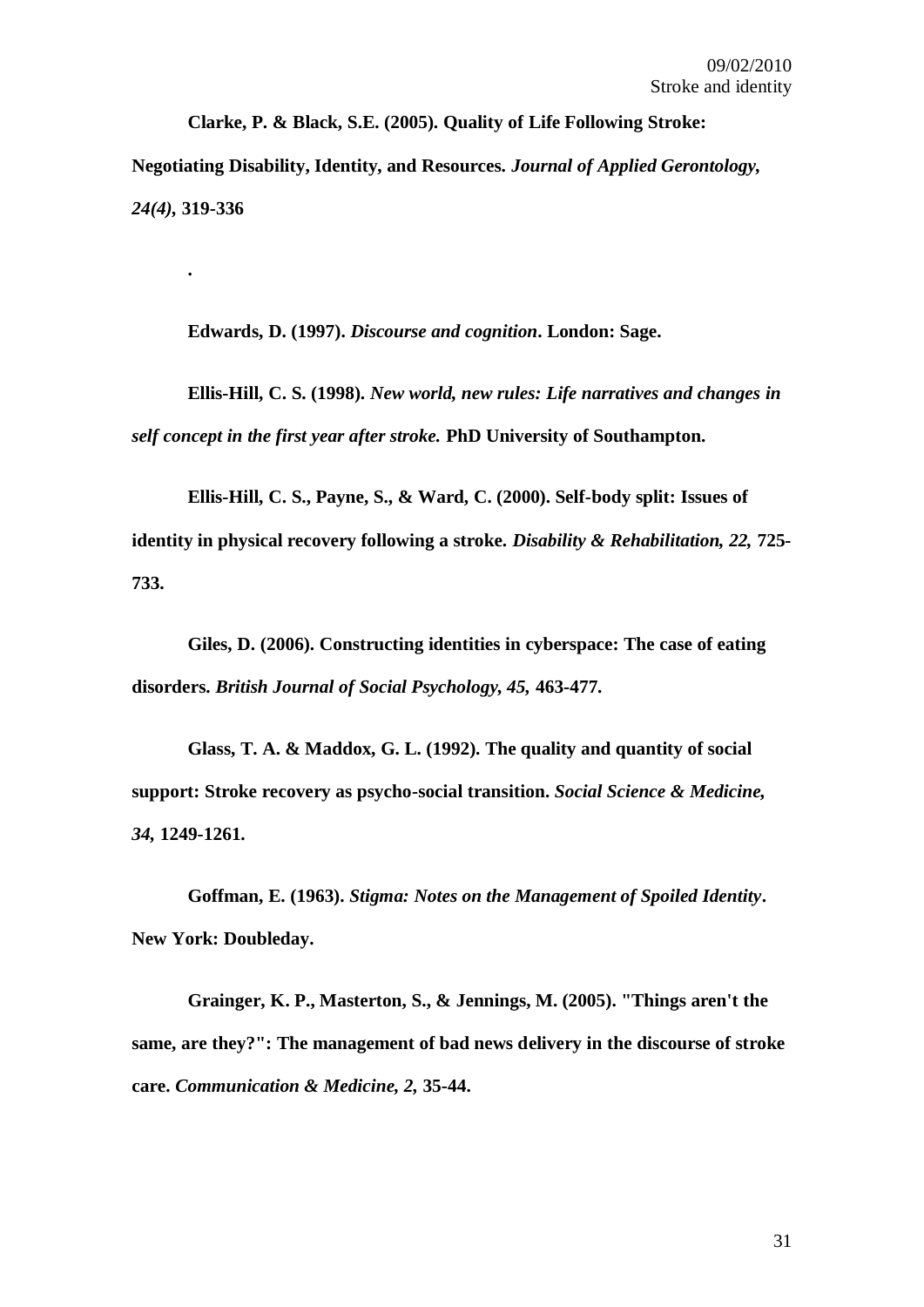**Clarke, P. & Black, S.E. (2005). Quality of Life Following Stroke: Negotiating Disability, Identity, and Resources. *Journal of Applied Gerontology, 24(4),* 319-336**

**.**

**Edwards, D. (1997). *Discourse and cognition*. London: Sage.**

**Ellis-Hill, C. S. (1998). *New world, new rules: Life narratives and changes in self concept in the first year after stroke.* PhD University of Southampton.**

**Ellis-Hill, C. S., Payne, S., & Ward, C. (2000). Self-body split: Issues of identity in physical recovery following a stroke. *Disability & Rehabilitation, 22,* 725-733.**

**Giles, D. (2006). Constructing identities in cyberspace: The case of eating disorders. *British Journal of Social Psychology, 45,* 463-477.**

**Glass, T. A. & Maddox, G. L. (1992). The quality and quantity of social support: Stroke recovery as psycho-social transition. *Social Science & Medicine, 34,* 1249-1261.**

**Goffman, E. (1963). *Stigma: Notes on the Management of Spoiled Identity*. New York: Doubleday.**

**Grainger, K. P., Masterton, S., & Jennings, M. (2005). "Things aren't the same, are they?": The management of bad news delivery in the discourse of stroke care. *Communication & Medicine, 2,* 35-44.**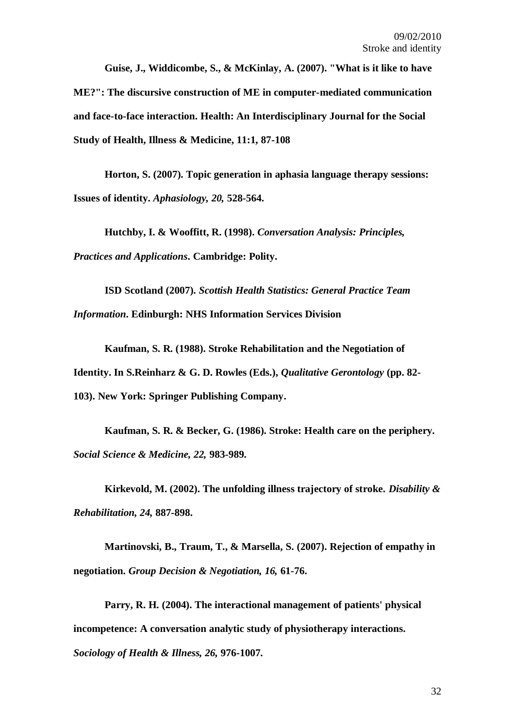**Guise, J., Widdicombe, S., & McKinlay, A. (2007). "What is it like to have ME?": The discursive construction of ME in computer-mediated communication and face-to-face interaction. Health: An Interdisciplinary Journal for the Social Study of Health, Illness & Medicine, 11:1, 87-108**

**Horton, S. (2007). Topic generation in aphasia language therapy sessions: Issues of identity. *Aphasiology, 20,* 528-564.**

**Hutchby, I. & Wooffitt, R. (1998). *Conversation Analysis: Principles, Practices and Applications*. Cambridge: Polity.**

**ISD Scotland (2007). *Scottish Health Statistics: General Practice Team Information*. Edinburgh: NHS Information Services Division**

**Kaufman, S. R. (1988). Stroke Rehabilitation and the Negotiation of Identity. In S.Reinharz & G. D. Rowles (Eds.), *Qualitative Gerontology* (pp. 82-103). New York: Springer Publishing Company.**

**Kaufman, S. R. & Becker, G. (1986). Stroke: Health care on the periphery. *Social Science & Medicine, 22,* 983-989.**

**Kirkevold, M. (2002). The unfolding illness trajectory of stroke. *Disability & Rehabilitation, 24,* 887-898.**

**Martinovski, B., Traum, T., & Marsella, S. (2007). Rejection of empathy in negotiation. *Group Decision & Negotiation, 16,* 61-76.**

**Parry, R. H. (2004). The interactional management of patients' physical incompetence: A conversation analytic study of physiotherapy interactions. *Sociology of Health & Illness, 26,* 976-1007.**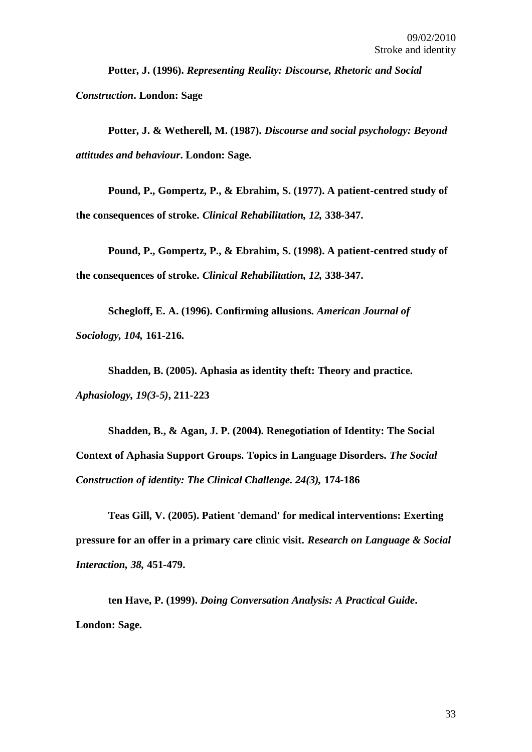**Potter, J. (1996).** ***Representing Reality: Discourse, Rhetoric and Social Construction*****. London: Sage**

**Potter, J. & Wetherell, M. (1987).** ***Discourse and social psychology: Beyond attitudes and behaviour*****. London: Sage.**

**Pound, P., Gompertz, P., & Ebrahim, S. (1977). A patient-centred study of the consequences of stroke.** ***Clinical Rehabilitation, 12,*** **338-347.**

**Pound, P., Gompertz, P., & Ebrahim, S. (1998). A patient-centred study of the consequences of stroke.** ***Clinical Rehabilitation, 12,*** **338-347.**

**Schegloff, E. A. (1996). Confirming allusions.** ***American Journal of Sociology, 104,*** **161-216.**

**Shadden, B. (2005). Aphasia as identity theft: Theory and practice.** ***Aphasiology, 19(3-5)*****, 211-223**

**Shadden, B., & Agan, J. P. (2004). Renegotiation of Identity: The Social Context of Aphasia Support Groups. Topics in Language Disorders.** ***The Social Construction of identity: The Clinical Challenge. 24(3),*** **174-186**

**Teas Gill, V. (2005). Patient 'demand' for medical interventions: Exerting pressure for an offer in a primary care clinic visit.** ***Research on Language & Social Interaction, 38,*** **451-479.**

**ten Have, P. (1999).** ***Doing Conversation Analysis: A Practical Guide*****. London: Sage.**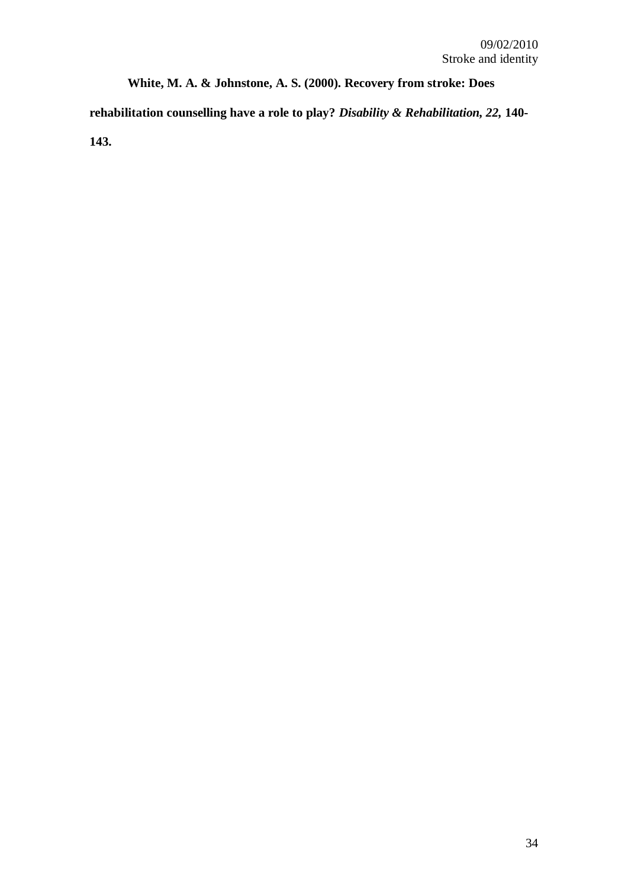**White, M. A. & Johnstone, A. S. (2000). Recovery from stroke: Does rehabilitation counselling have a role to play? *Disability & Rehabilitation, 22,* 140-143.**